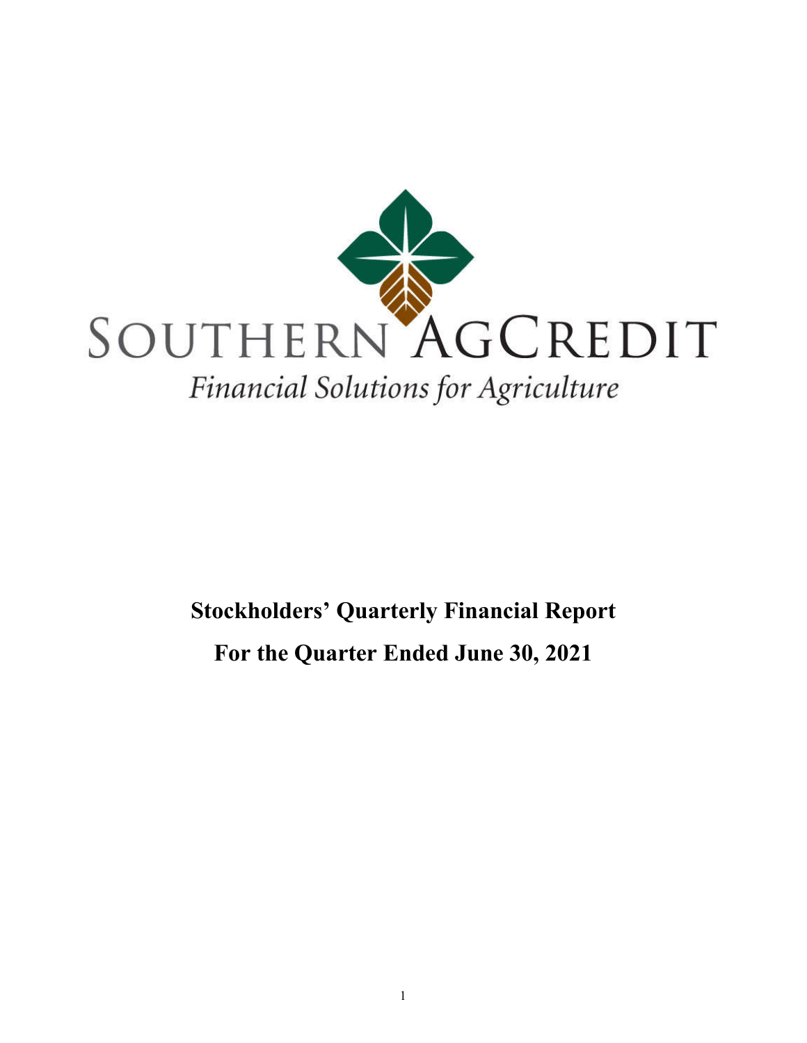SOUTHERN AGCREDIT

*Financial Solutions for Agriculture*

# Stockholders' Quarterly Financial Report

## For the Quarter Ended June 30, 2021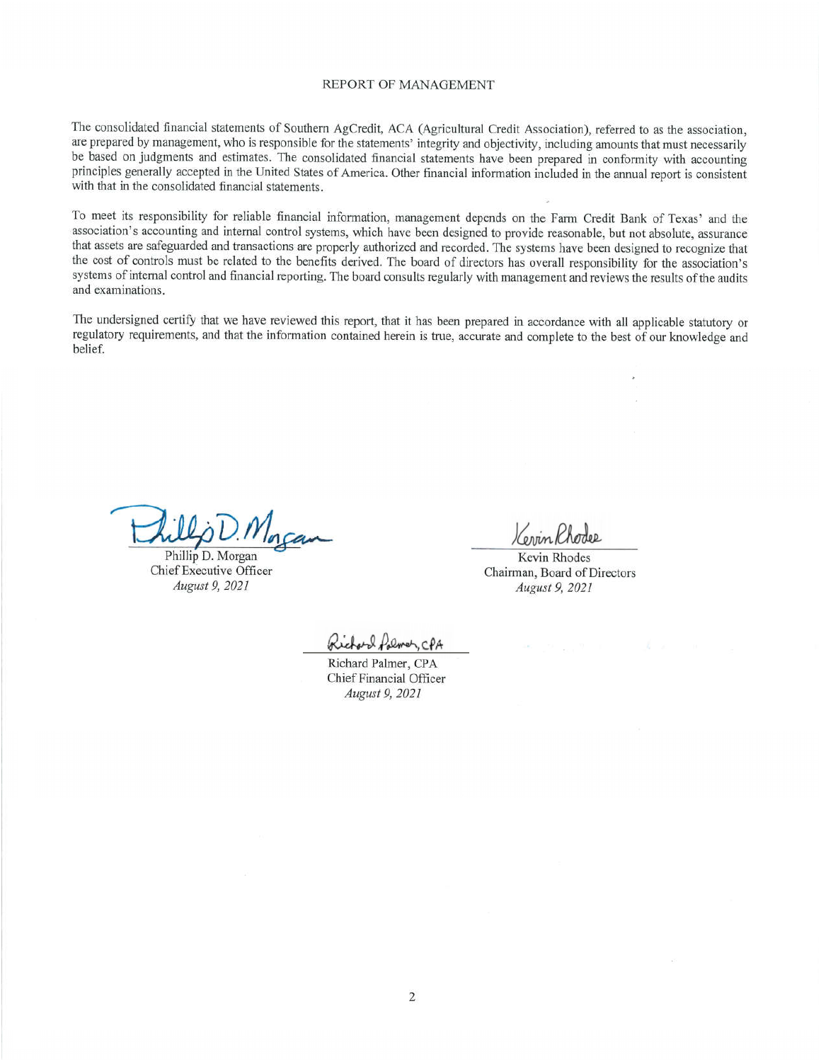# REPORT OF MANAGEMENT

The consolidated financial statements of Southern AgCredit, ACA (Agricultural Credit Association), referred to as the association, are prepared by management, who is responsible for the statements' integrity and objectivity, including amounts that must necessarily be based on judgments and estimates. The consolidated financial statements have been prepared in conformity with accounting principles generally accepted in the United States of America. Other financial information included in the annual report is consistent with that in the consolidated financial statements.

To meet its responsibility for reliable financial information, management depends on the Farm Credit Bank of Texas' and the association's accounting and internal control systems, which have been designed to provide reasonable, but not absolute, assurance that assets are safeguarded and transactions are properly authorized and recorded. The systems have been designed to recognize that the cost of controls must be related to the benefits derived. The board of directors has overall responsibility for the association's systems of internal control and financial reporting. The board consults regularly with management and reviews the results of the audits and examinations.

The undersigned certify that we have reviewed this report, that it has been prepared in accordance with all applicable statutory or regulatory requirements, and that the information contained herein is true, accurate and complete to the best of our knowledge and belief.

Phillip D. Morgan
Chief Executive Officer
*August 9, 2021*

Kevin Rhodes
Chairman, Board of Directors
*August 9, 2021*

Richard Palmer, CPA
Chief Financial Officer
*August 9, 2021*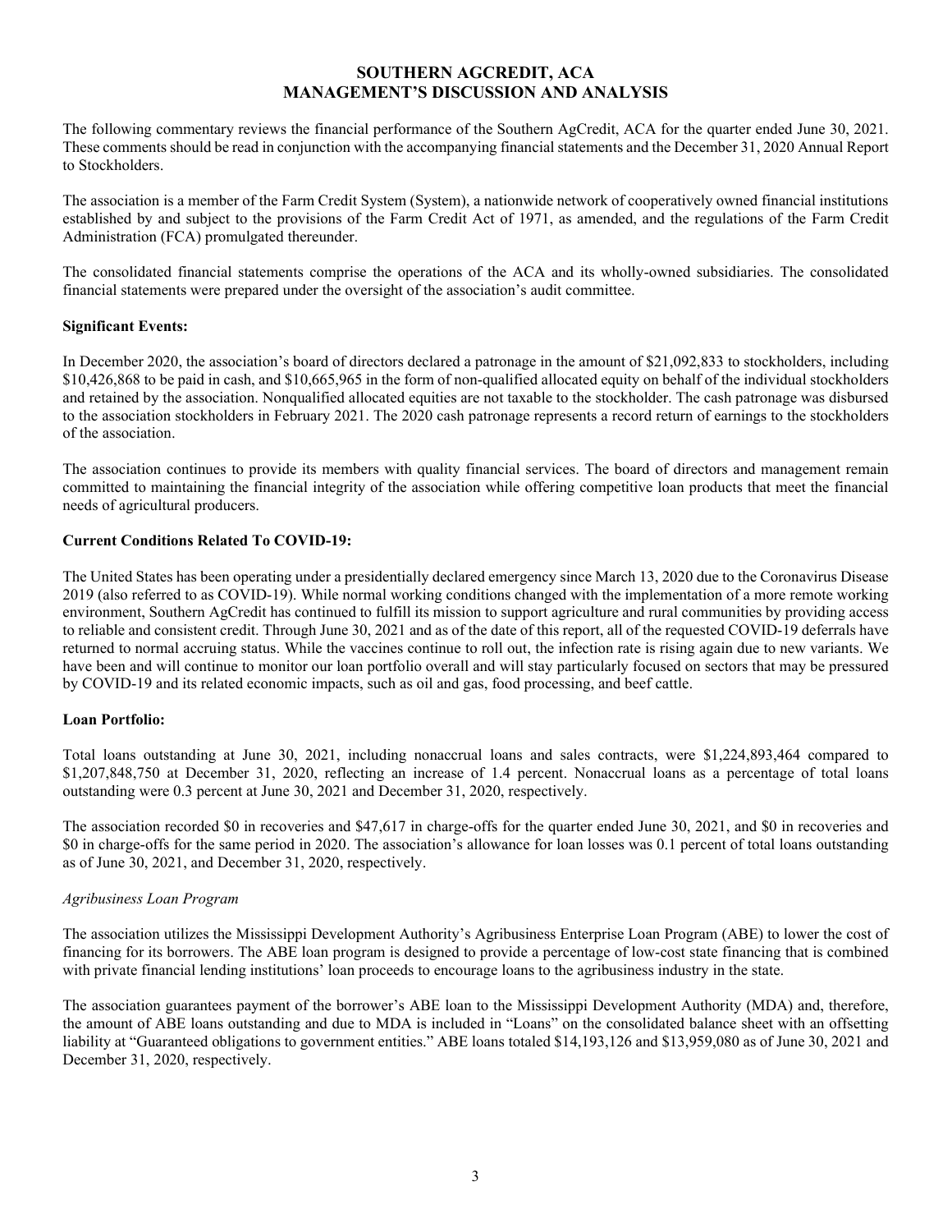# SOUTHERN AGCREDIT, ACA
## MANAGEMENT'S DISCUSSION AND ANALYSIS

The following commentary reviews the financial performance of the Southern AgCredit, ACA for the quarter ended June 30, 2021. These comments should be read in conjunction with the accompanying financial statements and the December 31, 2020 Annual Report to Stockholders.

The association is a member of the Farm Credit System (System), a nationwide network of cooperatively owned financial institutions established by and subject to the provisions of the Farm Credit Act of 1971, as amended, and the regulations of the Farm Credit Administration (FCA) promulgated thereunder.

The consolidated financial statements comprise the operations of the ACA and its wholly-owned subsidiaries. The consolidated financial statements were prepared under the oversight of the association's audit committee.

**Significant Events:**

In December 2020, the association's board of directors declared a patronage in the amount of $21,092,833 to stockholders, including $10,426,868 to be paid in cash, and $10,665,965 in the form of non-qualified allocated equity on behalf of the individual stockholders and retained by the association. Nonqualified allocated equities are not taxable to the stockholder. The cash patronage was disbursed to the association stockholders in February 2021. The 2020 cash patronage represents a record return of earnings to the stockholders of the association.

The association continues to provide its members with quality financial services. The board of directors and management remain committed to maintaining the financial integrity of the association while offering competitive loan products that meet the financial needs of agricultural producers.

**Current Conditions Related To COVID-19:**

The United States has been operating under a presidentially declared emergency since March 13, 2020 due to the Coronavirus Disease 2019 (also referred to as COVID-19). While normal working conditions changed with the implementation of a more remote working environment, Southern AgCredit has continued to fulfill its mission to support agriculture and rural communities by providing access to reliable and consistent credit. Through June 30, 2021 and as of the date of this report, all of the requested COVID-19 deferrals have returned to normal accruing status. While the vaccines continue to roll out, the infection rate is rising again due to new variants. We have been and will continue to monitor our loan portfolio overall and will stay particularly focused on sectors that may be pressured by COVID-19 and its related economic impacts, such as oil and gas, food processing, and beef cattle.

**Loan Portfolio:**

Total loans outstanding at June 30, 2021, including nonaccrual loans and sales contracts, were $1,224,893,464 compared to $1,207,848,750 at December 31, 2020, reflecting an increase of 1.4 percent. Nonaccrual loans as a percentage of total loans outstanding were 0.3 percent at June 30, 2021 and December 31, 2020, respectively.

The association recorded $0 in recoveries and $47,617 in charge-offs for the quarter ended June 30, 2021, and $0 in recoveries and $0 in charge-offs for the same period in 2020. The association's allowance for loan losses was 0.1 percent of total loans outstanding as of June 30, 2021, and December 31, 2020, respectively.

*Agribusiness Loan Program*

The association utilizes the Mississippi Development Authority's Agribusiness Enterprise Loan Program (ABE) to lower the cost of financing for its borrowers. The ABE loan program is designed to provide a percentage of low-cost state financing that is combined with private financial lending institutions' loan proceeds to encourage loans to the agribusiness industry in the state.

The association guarantees payment of the borrower's ABE loan to the Mississippi Development Authority (MDA) and, therefore, the amount of ABE loans outstanding and due to MDA is included in "Loans" on the consolidated balance sheet with an offsetting liability at "Guaranteed obligations to government entities." ABE loans totaled $14,193,126 and $13,959,080 as of June 30, 2021 and December 31, 2020, respectively.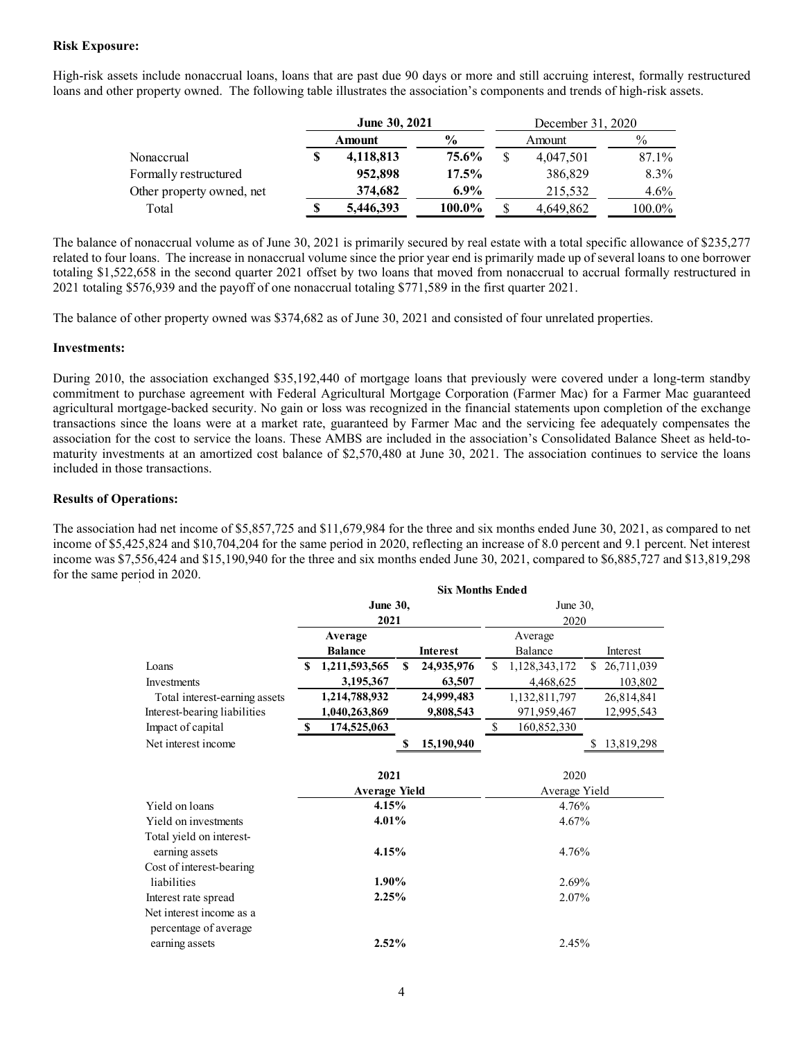### Risk Exposure:

High-risk assets include nonaccrual loans, loans that are past due 90 days or more and still accruing interest, formally restructured loans and other property owned. The following table illustrates the association's components and trends of high-risk assets.

| | June 30, 2021 | | December 31, 2020 | |
|---|---|---|---|---|
| | Amount | % | Amount | % |
| Nonaccrual | $ 4,118,813 | 75.6% | $ 4,047,501 | 87.1% |
| Formally restructured | 952,898 | 17.5% | 386,829 | 8.3% |
| Other property owned, net | 374,682 | 6.9% | 215,532 | 4.6% |
| Total | $ 5,446,393 | 100.0% | $ 4,649,862 | 100.0% |

The balance of nonaccrual volume as of June 30, 2021 is primarily secured by real estate with a total specific allowance of $235,277 related to four loans. The increase in nonaccrual volume since the prior year end is primarily made up of several loans to one borrower totaling $1,522,658 in the second quarter 2021 offset by two loans that moved from nonaccrual to accrual formally restructured in 2021 totaling $576,939 and the payoff of one nonaccrual totaling $771,589 in the first quarter 2021.

The balance of other property owned was $374,682 as of June 30, 2021 and consisted of four unrelated properties.

### Investments:

During 2010, the association exchanged $35,192,440 of mortgage loans that previously were covered under a long-term standby commitment to purchase agreement with Federal Agricultural Mortgage Corporation (Farmer Mac) for a Farmer Mac guaranteed agricultural mortgage-backed security. No gain or loss was recognized in the financial statements upon completion of the exchange transactions since the loans were at a market rate, guaranteed by Farmer Mac and the servicing fee adequately compensates the association for the cost to service the loans. These AMBS are included in the association's Consolidated Balance Sheet as held-to-maturity investments at an amortized cost balance of $2,570,480 at June 30, 2021. The association continues to service the loans included in those transactions.

### Results of Operations:

The association had net income of $5,857,725 and $11,679,984 for the three and six months ended June 30, 2021, as compared to net income of $5,425,824 and $10,704,204 for the same period in 2020, reflecting an increase of 8.0 percent and 9.1 percent. Net interest income was $7,556,424 and $15,190,940 for the three and six months ended June 30, 2021, compared to $6,885,727 and $13,819,298 for the same period in 2020.

| | Six Months Ended | | | |
|---|---|---|---|---|
| | June 30, 2021 | | June 30, 2020 | |
| | Average Balance | Interest | Average Balance | Interest |
| Loans | $ 1,211,593,565 | $ 24,935,976 | $ 1,128,343,172 | $ 26,711,039 |
| Investments | 3,195,367 | 63,507 | 4,468,625 | 103,802 |
| Total interest-earning assets | 1,214,788,932 | 24,999,483 | 1,132,811,797 | 26,814,841 |
| Interest-bearing liabilities | 1,040,263,869 | 9,808,543 | 971,959,467 | 12,995,543 |
| Impact of capital | $ 174,525,063 | | $ 160,852,330 | |
| Net interest income | | $ 15,190,940 | | $ 13,819,298 |

| | 2021 | 2020 |
|---|---|---|
| | Average Yield | Average Yield |
| Yield on loans | 4.15% | 4.76% |
| Yield on investments | 4.01% | 4.67% |
| Total yield on interest-earning assets | 4.15% | 4.76% |
| Cost of interest-bearing liabilities | 1.90% | 2.69% |
| Interest rate spread | 2.25% | 2.07% |
| Net interest income as a percentage of average earning assets | 2.52% | 2.45% |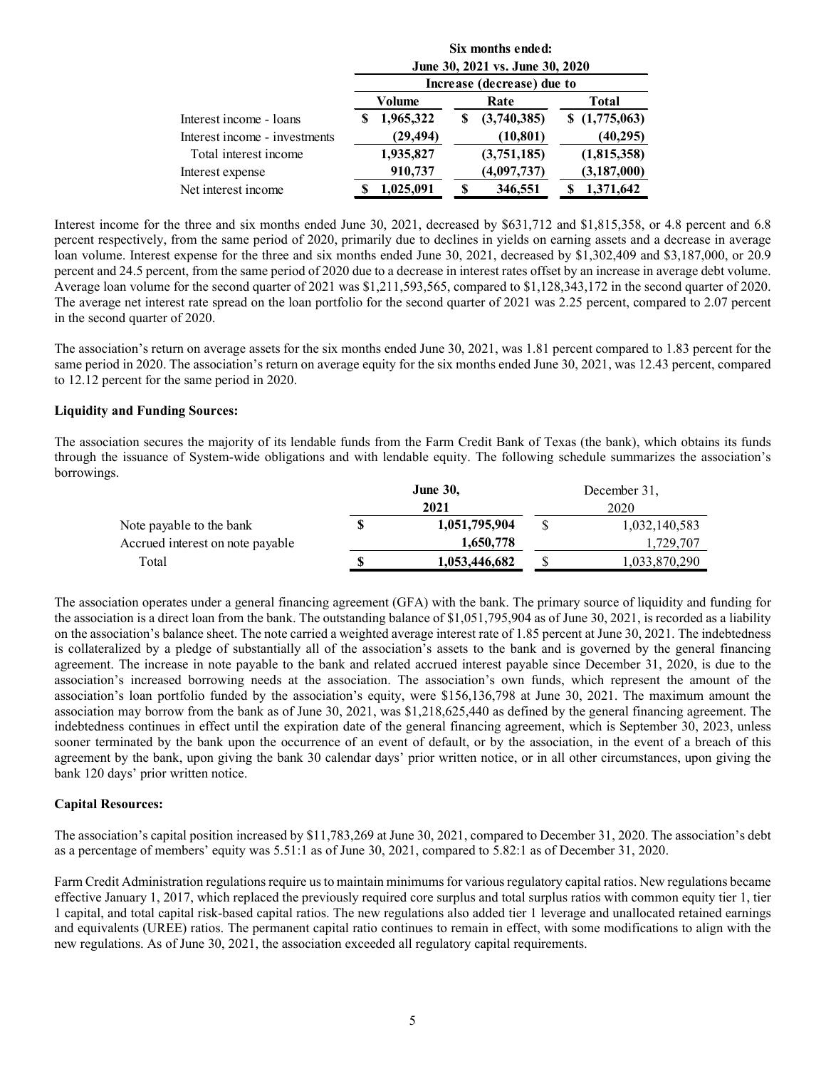| | Six months ended: | | |
|---|---|---|---|
| | June 30, 2021 vs. June 30, 2020 | | |
| | Increase (decrease) due to | | |
| | Volume | Rate | Total |
| Interest income - loans | $ 1,965,322 | $ (3,740,385) | $ (1,775,063) |
| Interest income - investments | (29,494) | (10,801) | (40,295) |
| Total interest income | 1,935,827 | (3,751,185) | (1,815,358) |
| Interest expense | 910,737 | (4,097,737) | (3,187,000) |
| Net interest income | $ 1,025,091 | $ 346,551 | $ 1,371,642 |

Interest income for the three and six months ended June 30, 2021, decreased by $631,712 and $1,815,358, or 4.8 percent and 6.8 percent respectively, from the same period of 2020, primarily due to declines in yields on earning assets and a decrease in average loan volume. Interest expense for the three and six months ended June 30, 2021, decreased by $1,302,409 and $3,187,000, or 20.9 percent and 24.5 percent, from the same period of 2020 due to a decrease in interest rates offset by an increase in average debt volume. Average loan volume for the second quarter of 2021 was $1,211,593,565, compared to $1,128,343,172 in the second quarter of 2020. The average net interest rate spread on the loan portfolio for the second quarter of 2021 was 2.25 percent, compared to 2.07 percent in the second quarter of 2020.

The association's return on average assets for the six months ended June 30, 2021, was 1.81 percent compared to 1.83 percent for the same period in 2020. The association's return on average equity for the six months ended June 30, 2021, was 12.43 percent, compared to 12.12 percent for the same period in 2020.

**Liquidity and Funding Sources:**

The association secures the majority of its lendable funds from the Farm Credit Bank of Texas (the bank), which obtains its funds through the issuance of System-wide obligations and with lendable equity. The following schedule summarizes the association's borrowings.

| | June 30, 2021 | December 31, 2020 |
|---|---|---|
| Note payable to the bank | $ 1,051,795,904 | $ 1,032,140,583 |
| Accrued interest on note payable | 1,650,778 | 1,729,707 |
| Total | $ 1,053,446,682 | $ 1,033,870,290 |

The association operates under a general financing agreement (GFA) with the bank. The primary source of liquidity and funding for the association is a direct loan from the bank. The outstanding balance of $1,051,795,904 as of June 30, 2021, is recorded as a liability on the association's balance sheet. The note carried a weighted average interest rate of 1.85 percent at June 30, 2021. The indebtedness is collateralized by a pledge of substantially all of the association's assets to the bank and is governed by the general financing agreement. The increase in note payable to the bank and related accrued interest payable since December 31, 2020, is due to the association's increased borrowing needs at the association. The association's own funds, which represent the amount of the association's loan portfolio funded by the association's equity, were $156,136,798 at June 30, 2021. The maximum amount the association may borrow from the bank as of June 30, 2021, was $1,218,625,440 as defined by the general financing agreement. The indebtedness continues in effect until the expiration date of the general financing agreement, which is September 30, 2023, unless sooner terminated by the bank upon the occurrence of an event of default, or by the association, in the event of a breach of this agreement by the bank, upon giving the bank 30 calendar days' prior written notice, or in all other circumstances, upon giving the bank 120 days' prior written notice.

**Capital Resources:**

The association's capital position increased by $11,783,269 at June 30, 2021, compared to December 31, 2020. The association's debt as a percentage of members' equity was 5.51:1 as of June 30, 2021, compared to 5.82:1 as of December 31, 2020.

Farm Credit Administration regulations require us to maintain minimums for various regulatory capital ratios. New regulations became effective January 1, 2017, which replaced the previously required core surplus and total surplus ratios with common equity tier 1, tier 1 capital, and total capital risk-based capital ratios. The new regulations also added tier 1 leverage and unallocated retained earnings and equivalents (UREE) ratios. The permanent capital ratio continues to remain in effect, with some modifications to align with the new regulations. As of June 30, 2021, the association exceeded all regulatory capital requirements.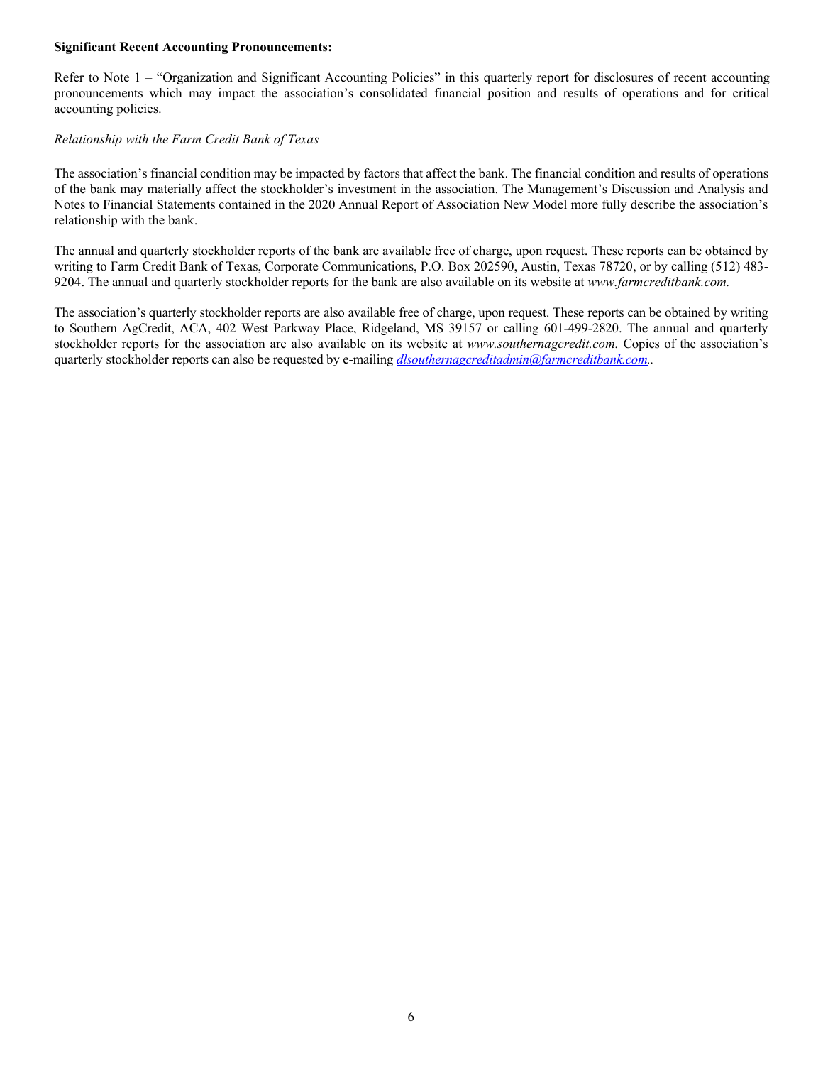**Significant Recent Accounting Pronouncements:**

Refer to Note 1 – "Organization and Significant Accounting Policies" in this quarterly report for disclosures of recent accounting pronouncements which may impact the association's consolidated financial position and results of operations and for critical accounting policies.

*Relationship with the Farm Credit Bank of Texas*

The association's financial condition may be impacted by factors that affect the bank. The financial condition and results of operations of the bank may materially affect the stockholder's investment in the association. The Management's Discussion and Analysis and Notes to Financial Statements contained in the 2020 Annual Report of Association New Model more fully describe the association's relationship with the bank.

The annual and quarterly stockholder reports of the bank are available free of charge, upon request. These reports can be obtained by writing to Farm Credit Bank of Texas, Corporate Communications, P.O. Box 202590, Austin, Texas 78720, or by calling (512) 483-9204. The annual and quarterly stockholder reports for the bank are also available on its website at *www.farmcreditbank.com.*

The association's quarterly stockholder reports are also available free of charge, upon request. These reports can be obtained by writing to Southern AgCredit, ACA, 402 West Parkway Place, Ridgeland, MS 39157 or calling 601-499-2820. The annual and quarterly stockholder reports for the association are also available on its website at *www.southernagcredit.com.* Copies of the association's quarterly stockholder reports can also be requested by e-mailing *dlsouthernagcreditadmin@farmcreditbank.com.*.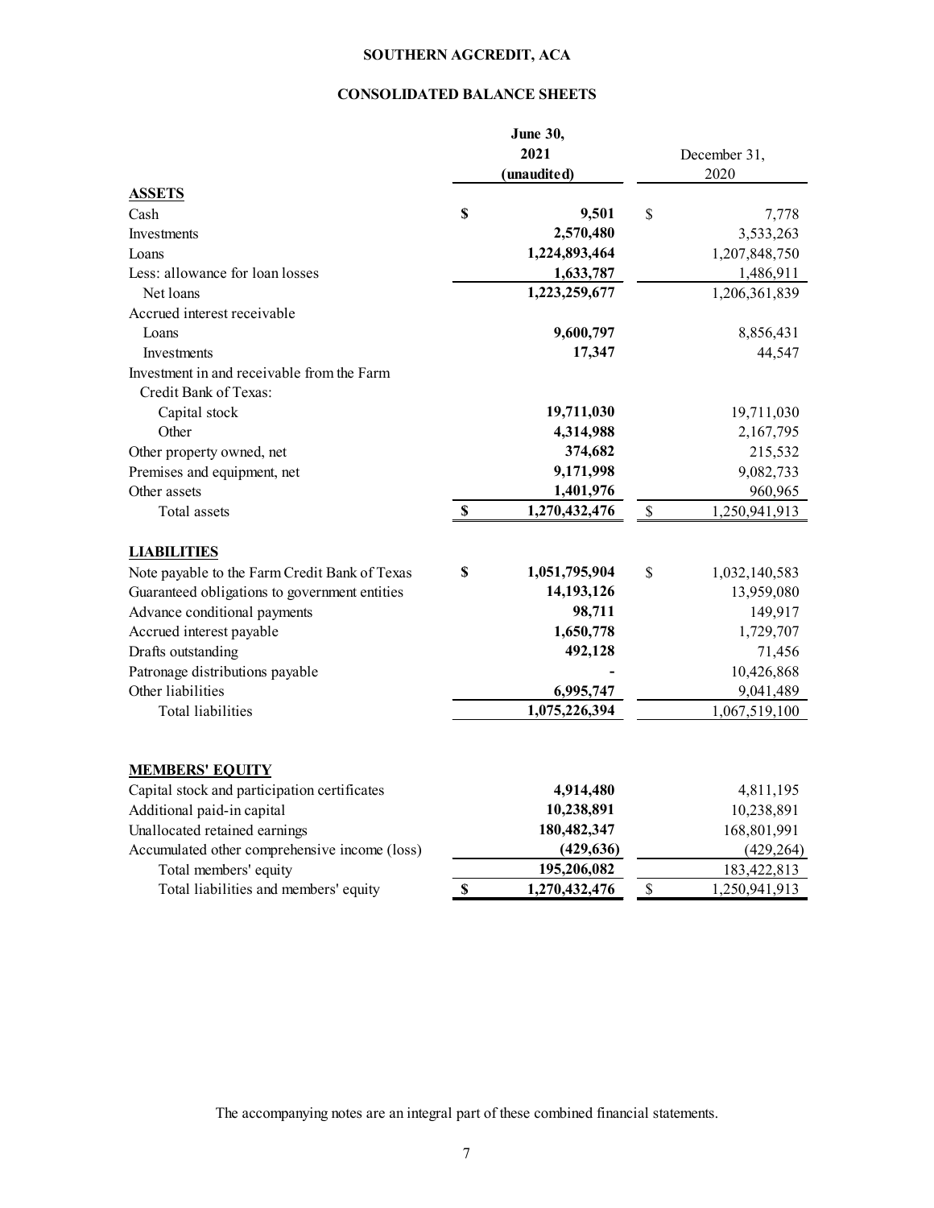# SOUTHERN AGCREDIT, ACA

## CONSOLIDATED BALANCE SHEETS

| | June 30, 2021 (unaudited) | December 31, 2020 |
|---|---|---|
| **ASSETS** | | |
| Cash | $ 9,501 | $ 7,778 |
| Investments | 2,570,480 | 3,533,263 |
| Loans | 1,224,893,464 | 1,207,848,750 |
| Less: allowance for loan losses | 1,633,787 | 1,486,911 |
| Net loans | 1,223,259,677 | 1,206,361,839 |
| Accrued interest receivable | | |
| Loans | 9,600,797 | 8,856,431 |
| Investments | 17,347 | 44,547 |
| Investment in and receivable from the Farm Credit Bank of Texas: | | |
| Capital stock | 19,711,030 | 19,711,030 |
| Other | 4,314,988 | 2,167,795 |
| Other property owned, net | 374,682 | 215,532 |
| Premises and equipment, net | 9,171,998 | 9,082,733 |
| Other assets | 1,401,976 | 960,965 |
| Total assets | $ 1,270,432,476 | $ 1,250,941,913 |
| **LIABILITIES** | | |
| Note payable to the Farm Credit Bank of Texas | $ 1,051,795,904 | $ 1,032,140,583 |
| Guaranteed obligations to government entities | 14,193,126 | 13,959,080 |
| Advance conditional payments | 98,711 | 149,917 |
| Accrued interest payable | 1,650,778 | 1,729,707 |
| Drafts outstanding | 492,128 | 71,456 |
| Patronage distributions payable | - | 10,426,868 |
| Other liabilities | 6,995,747 | 9,041,489 |
| Total liabilities | 1,075,226,394 | 1,067,519,100 |
| **MEMBERS' EQUITY** | | |
| Capital stock and participation certificates | 4,914,480 | 4,811,195 |
| Additional paid-in capital | 10,238,891 | 10,238,891 |
| Unallocated retained earnings | 180,482,347 | 168,801,991 |
| Accumulated other comprehensive income (loss) | (429,636) | (429,264) |
| Total members' equity | 195,206,082 | 183,422,813 |
| Total liabilities and members' equity | $ 1,270,432,476 | $ 1,250,941,913 |

The accompanying notes are an integral part of these combined financial statements.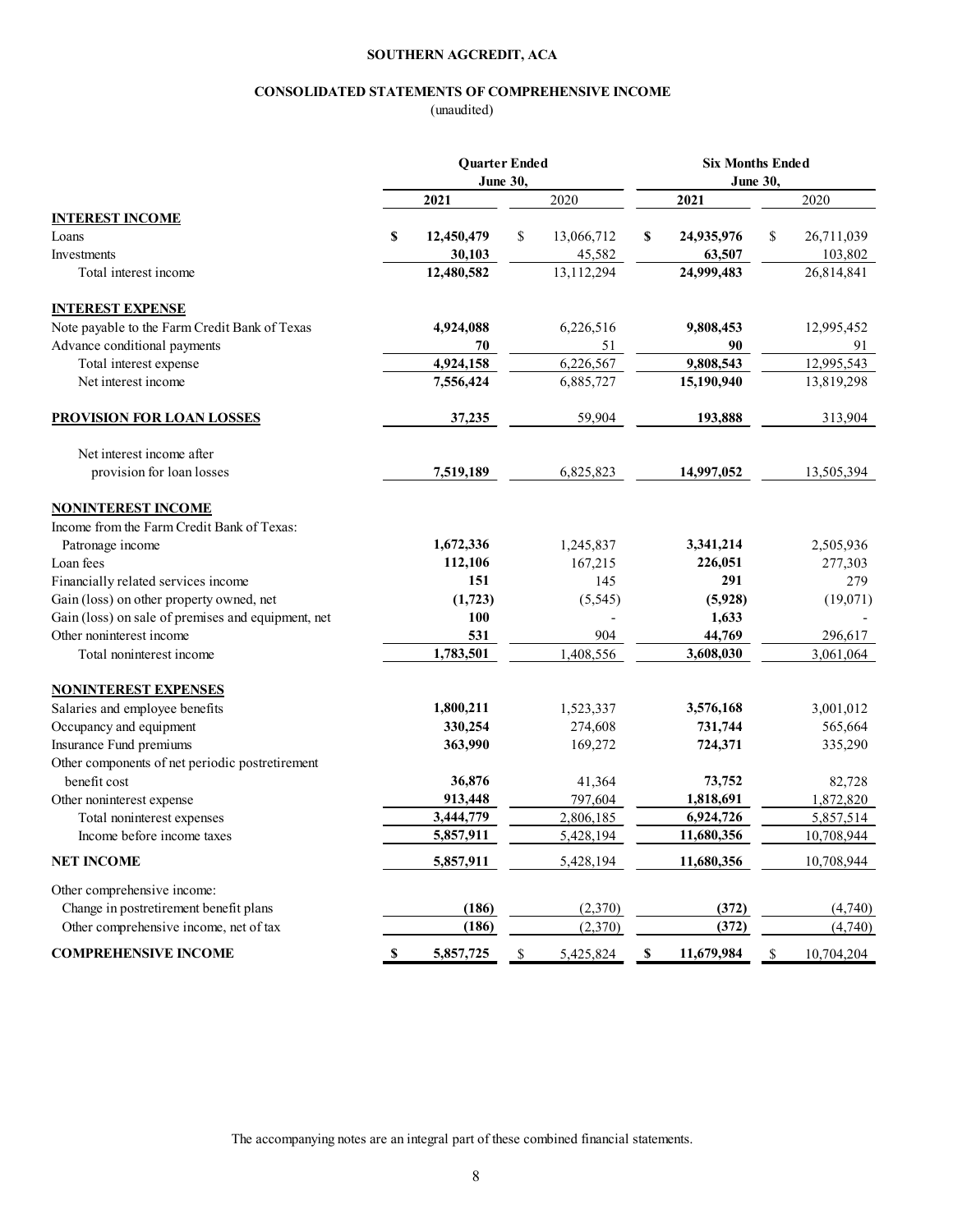# SOUTHERN AGCREDIT, ACA

## CONSOLIDATED STATEMENTS OF COMPREHENSIVE INCOME

(unaudited)

| | Quarter Ended June 30, | | Six Months Ended June 30, | |
|---|---|---|---|---|
| | **2021** | 2020 | **2021** | 2020 |
| **INTEREST INCOME** | | | | |
| Loans | **$ 12,450,479** | $ 13,066,712 | **$ 24,935,976** | $ 26,711,039 |
| Investments | **30,103** | 45,582 | **63,507** | 103,802 |
| Total interest income | **12,480,582** | 13,112,294 | **24,999,483** | 26,814,841 |
| **INTEREST EXPENSE** | | | | |
| Note payable to the Farm Credit Bank of Texas | **4,924,088** | 6,226,516 | **9,808,453** | 12,995,452 |
| Advance conditional payments | **70** | 51 | **90** | 91 |
| Total interest expense | **4,924,158** | 6,226,567 | **9,808,543** | 12,995,543 |
| Net interest income | **7,556,424** | 6,885,727 | **15,190,940** | 13,819,298 |
| **PROVISION FOR LOAN LOSSES** | **37,235** | 59,904 | **193,888** | 313,904 |
| Net interest income after provision for loan losses | **7,519,189** | 6,825,823 | **14,997,052** | 13,505,394 |
| **NONINTEREST INCOME** | | | | |
| Income from the Farm Credit Bank of Texas: | | | | |
| Patronage income | **1,672,336** | 1,245,837 | **3,341,214** | 2,505,936 |
| Loan fees | **112,106** | 167,215 | **226,051** | 277,303 |
| Financially related services income | **151** | 145 | **291** | 279 |
| Gain (loss) on other property owned, net | **(1,723)** | (5,545) | **(5,928)** | (19,071) |
| Gain (loss) on sale of premises and equipment, net | **100** | - | **1,633** | - |
| Other noninterest income | **531** | 904 | **44,769** | 296,617 |
| Total noninterest income | **1,783,501** | 1,408,556 | **3,608,030** | 3,061,064 |
| **NONINTEREST EXPENSES** | | | | |
| Salaries and employee benefits | **1,800,211** | 1,523,337 | **3,576,168** | 3,001,012 |
| Occupancy and equipment | **330,254** | 274,608 | **731,744** | 565,664 |
| Insurance Fund premiums | **363,990** | 169,272 | **724,371** | 335,290 |
| Other components of net periodic postretirement benefit cost | **36,876** | 41,364 | **73,752** | 82,728 |
| Other noninterest expense | **913,448** | 797,604 | **1,818,691** | 1,872,820 |
| Total noninterest expenses | **3,444,779** | 2,806,185 | **6,924,726** | 5,857,514 |
| Income before income taxes | **5,857,911** | 5,428,194 | **11,680,356** | 10,708,944 |
| **NET INCOME** | **5,857,911** | 5,428,194 | **11,680,356** | 10,708,944 |
| Other comprehensive income: | | | | |
| Change in postretirement benefit plans | **(186)** | (2,370) | **(372)** | (4,740) |
| Other comprehensive income, net of tax | **(186)** | (2,370) | **(372)** | (4,740) |
| **COMPREHENSIVE INCOME** | **$ 5,857,725** | $ 5,425,824 | **$ 11,679,984** | $ 10,704,204 |

The accompanying notes are an integral part of these combined financial statements.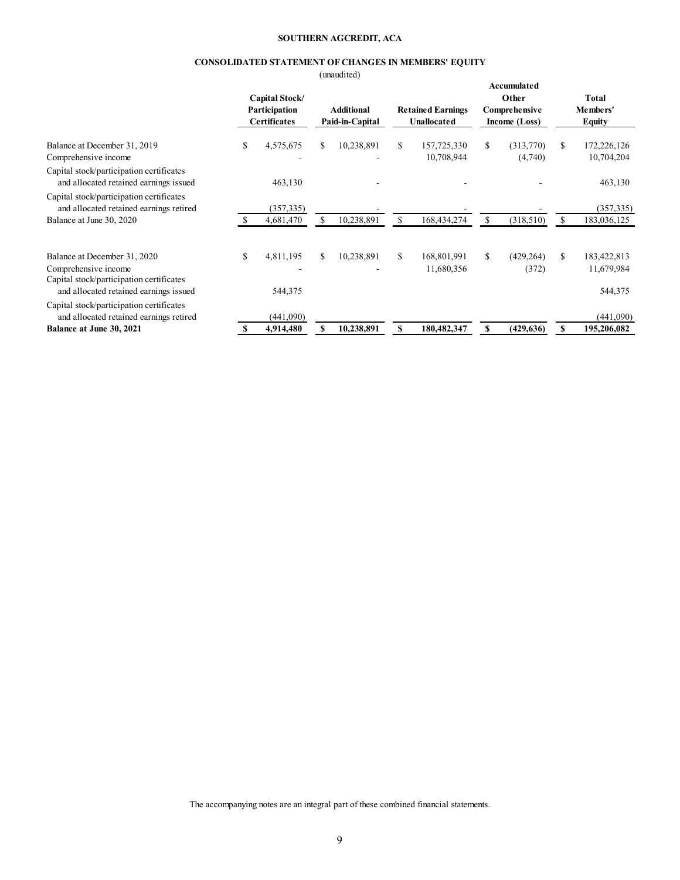**SOUTHERN AGCREDIT, ACA**

**CONSOLIDATED STATEMENT OF CHANGES IN MEMBERS' EQUITY**

(unaudited)

| | Capital Stock/ Participation Certificates | Additional Paid-in-Capital | Retained Earnings Unallocated | Accumulated Other Comprehensive Income (Loss) | Total Members' Equity |
|---|---|---|---|---|---|
| Balance at December 31, 2019 | $ 4,575,675 | $ 10,238,891 | $ 157,725,330 | $ (313,770) | $ 172,226,126 |
| Comprehensive income | - | - | 10,708,944 | (4,740) | 10,704,204 |
| Capital stock/participation certificates and allocated retained earnings issued | 463,130 | - | - | - | 463,130 |
| Capital stock/participation certificates and allocated retained earnings retired | (357,335) | - | - | - | (357,335) |
| Balance at June 30, 2020 | $ 4,681,470 | $ 10,238,891 | $ 168,434,274 | $ (318,510) | $ 183,036,125 |
| | | | | | |
| Balance at December 31, 2020 | $ 4,811,195 | $ 10,238,891 | $ 168,801,991 | $ (429,264) | $ 183,422,813 |
| Comprehensive income | - | - | 11,680,356 | (372) | 11,679,984 |
| Capital stock/participation certificates and allocated retained earnings issued | 544,375 | | | | 544,375 |
| Capital stock/participation certificates and allocated retained earnings retired | (441,090) | | | | (441,090) |
| **Balance at June 30, 2021** | **$ 4,914,480** | **$ 10,238,891** | **$ 180,482,347** | **$ (429,636)** | **$ 195,206,082** |

The accompanying notes are an integral part of these combined financial statements.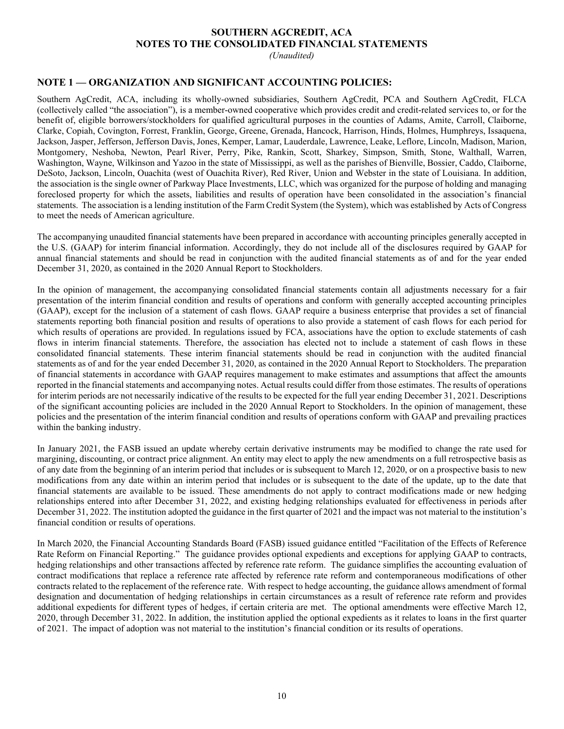# SOUTHERN AGCREDIT, ACA
## NOTES TO THE CONSOLIDATED FINANCIAL STATEMENTS
*(Unaudited)*

## NOTE 1 — ORGANIZATION AND SIGNIFICANT ACCOUNTING POLICIES:

Southern AgCredit, ACA, including its wholly-owned subsidiaries, Southern AgCredit, PCA and Southern AgCredit, FLCA (collectively called "the association"), is a member-owned cooperative which provides credit and credit-related services to, or for the benefit of, eligible borrowers/stockholders for qualified agricultural purposes in the counties of Adams, Amite, Carroll, Claiborne, Clarke, Copiah, Covington, Forrest, Franklin, George, Greene, Grenada, Hancock, Harrison, Hinds, Holmes, Humphreys, Issaquena, Jackson, Jasper, Jefferson, Jefferson Davis, Jones, Kemper, Lamar, Lauderdale, Lawrence, Leake, Leflore, Lincoln, Madison, Marion, Montgomery, Neshoba, Newton, Pearl River, Perry, Pike, Rankin, Scott, Sharkey, Simpson, Smith, Stone, Walthall, Warren, Washington, Wayne, Wilkinson and Yazoo in the state of Mississippi, as well as the parishes of Bienville, Bossier, Caddo, Claiborne, DeSoto, Jackson, Lincoln, Ouachita (west of Ouachita River), Red River, Union and Webster in the state of Louisiana. In addition, the association is the single owner of Parkway Place Investments, LLC, which was organized for the purpose of holding and managing foreclosed property for which the assets, liabilities and results of operation have been consolidated in the association's financial statements. The association is a lending institution of the Farm Credit System (the System), which was established by Acts of Congress to meet the needs of American agriculture.

The accompanying unaudited financial statements have been prepared in accordance with accounting principles generally accepted in the U.S. (GAAP) for interim financial information. Accordingly, they do not include all of the disclosures required by GAAP for annual financial statements and should be read in conjunction with the audited financial statements as of and for the year ended December 31, 2020, as contained in the 2020 Annual Report to Stockholders.

In the opinion of management, the accompanying consolidated financial statements contain all adjustments necessary for a fair presentation of the interim financial condition and results of operations and conform with generally accepted accounting principles (GAAP), except for the inclusion of a statement of cash flows. GAAP require a business enterprise that provides a set of financial statements reporting both financial position and results of operations to also provide a statement of cash flows for each period for which results of operations are provided. In regulations issued by FCA, associations have the option to exclude statements of cash flows in interim financial statements. Therefore, the association has elected not to include a statement of cash flows in these consolidated financial statements. These interim financial statements should be read in conjunction with the audited financial statements as of and for the year ended December 31, 2020, as contained in the 2020 Annual Report to Stockholders. The preparation of financial statements in accordance with GAAP requires management to make estimates and assumptions that affect the amounts reported in the financial statements and accompanying notes. Actual results could differ from those estimates. The results of operations for interim periods are not necessarily indicative of the results to be expected for the full year ending December 31, 2021. Descriptions of the significant accounting policies are included in the 2020 Annual Report to Stockholders. In the opinion of management, these policies and the presentation of the interim financial condition and results of operations conform with GAAP and prevailing practices within the banking industry.

In January 2021, the FASB issued an update whereby certain derivative instruments may be modified to change the rate used for margining, discounting, or contract price alignment. An entity may elect to apply the new amendments on a full retrospective basis as of any date from the beginning of an interim period that includes or is subsequent to March 12, 2020, or on a prospective basis to new modifications from any date within an interim period that includes or is subsequent to the date of the update, up to the date that financial statements are available to be issued. These amendments do not apply to contract modifications made or new hedging relationships entered into after December 31, 2022, and existing hedging relationships evaluated for effectiveness in periods after December 31, 2022. The institution adopted the guidance in the first quarter of 2021 and the impact was not material to the institution's financial condition or results of operations.

In March 2020, the Financial Accounting Standards Board (FASB) issued guidance entitled "Facilitation of the Effects of Reference Rate Reform on Financial Reporting." The guidance provides optional expedients and exceptions for applying GAAP to contracts, hedging relationships and other transactions affected by reference rate reform. The guidance simplifies the accounting evaluation of contract modifications that replace a reference rate affected by reference rate reform and contemporaneous modifications of other contracts related to the replacement of the reference rate. With respect to hedge accounting, the guidance allows amendment of formal designation and documentation of hedging relationships in certain circumstances as a result of reference rate reform and provides additional expedients for different types of hedges, if certain criteria are met. The optional amendments were effective March 12, 2020, through December 31, 2022. In addition, the institution applied the optional expedients as it relates to loans in the first quarter of 2021. The impact of adoption was not material to the institution's financial condition or its results of operations.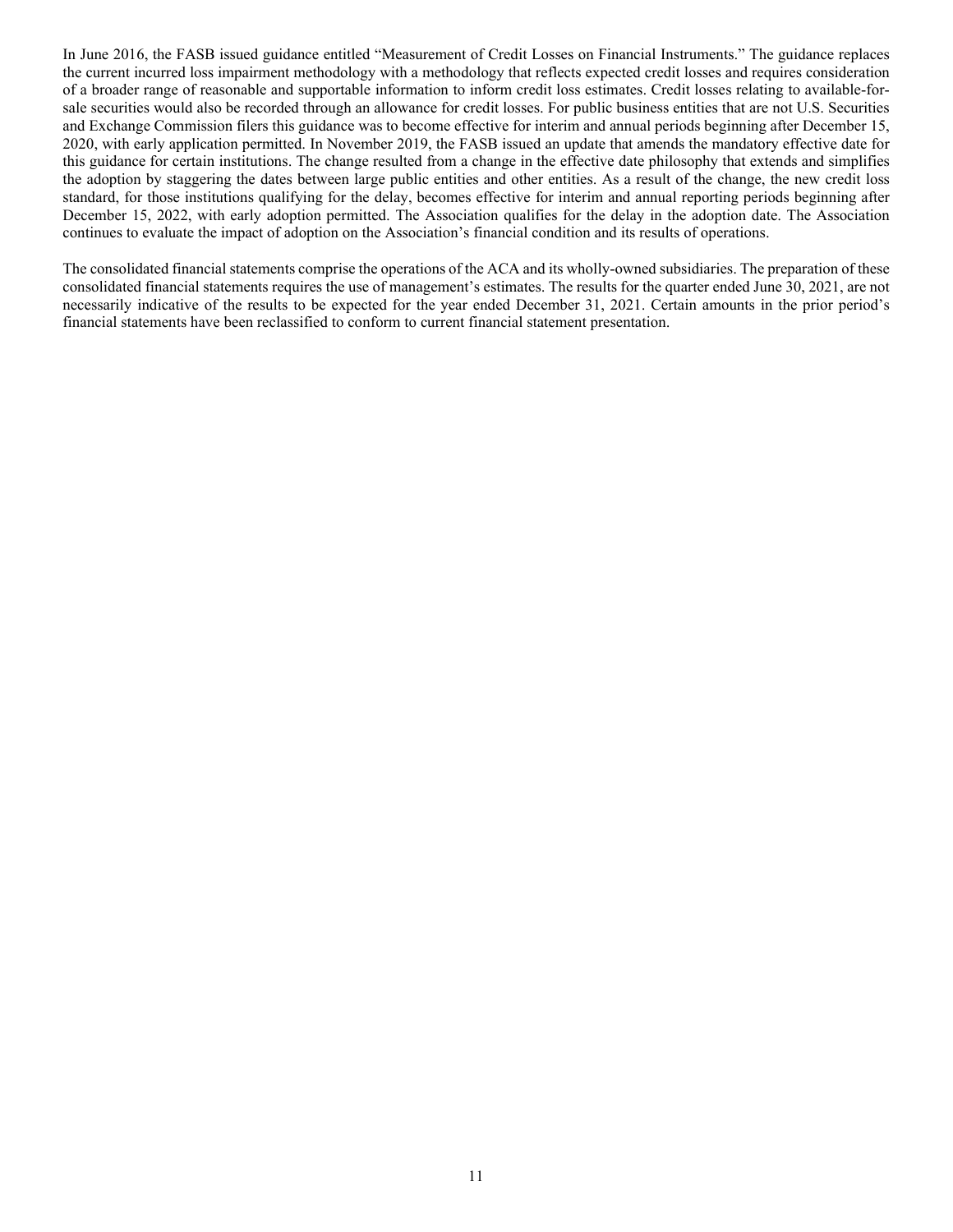In June 2016, the FASB issued guidance entitled "Measurement of Credit Losses on Financial Instruments." The guidance replaces the current incurred loss impairment methodology with a methodology that reflects expected credit losses and requires consideration of a broader range of reasonable and supportable information to inform credit loss estimates. Credit losses relating to available-for-sale securities would also be recorded through an allowance for credit losses. For public business entities that are not U.S. Securities and Exchange Commission filers this guidance was to become effective for interim and annual periods beginning after December 15, 2020, with early application permitted. In November 2019, the FASB issued an update that amends the mandatory effective date for this guidance for certain institutions. The change resulted from a change in the effective date philosophy that extends and simplifies the adoption by staggering the dates between large public entities and other entities. As a result of the change, the new credit loss standard, for those institutions qualifying for the delay, becomes effective for interim and annual reporting periods beginning after December 15, 2022, with early adoption permitted. The Association qualifies for the delay in the adoption date. The Association continues to evaluate the impact of adoption on the Association's financial condition and its results of operations.

The consolidated financial statements comprise the operations of the ACA and its wholly-owned subsidiaries. The preparation of these consolidated financial statements requires the use of management's estimates. The results for the quarter ended June 30, 2021, are not necessarily indicative of the results to be expected for the year ended December 31, 2021. Certain amounts in the prior period's financial statements have been reclassified to conform to current financial statement presentation.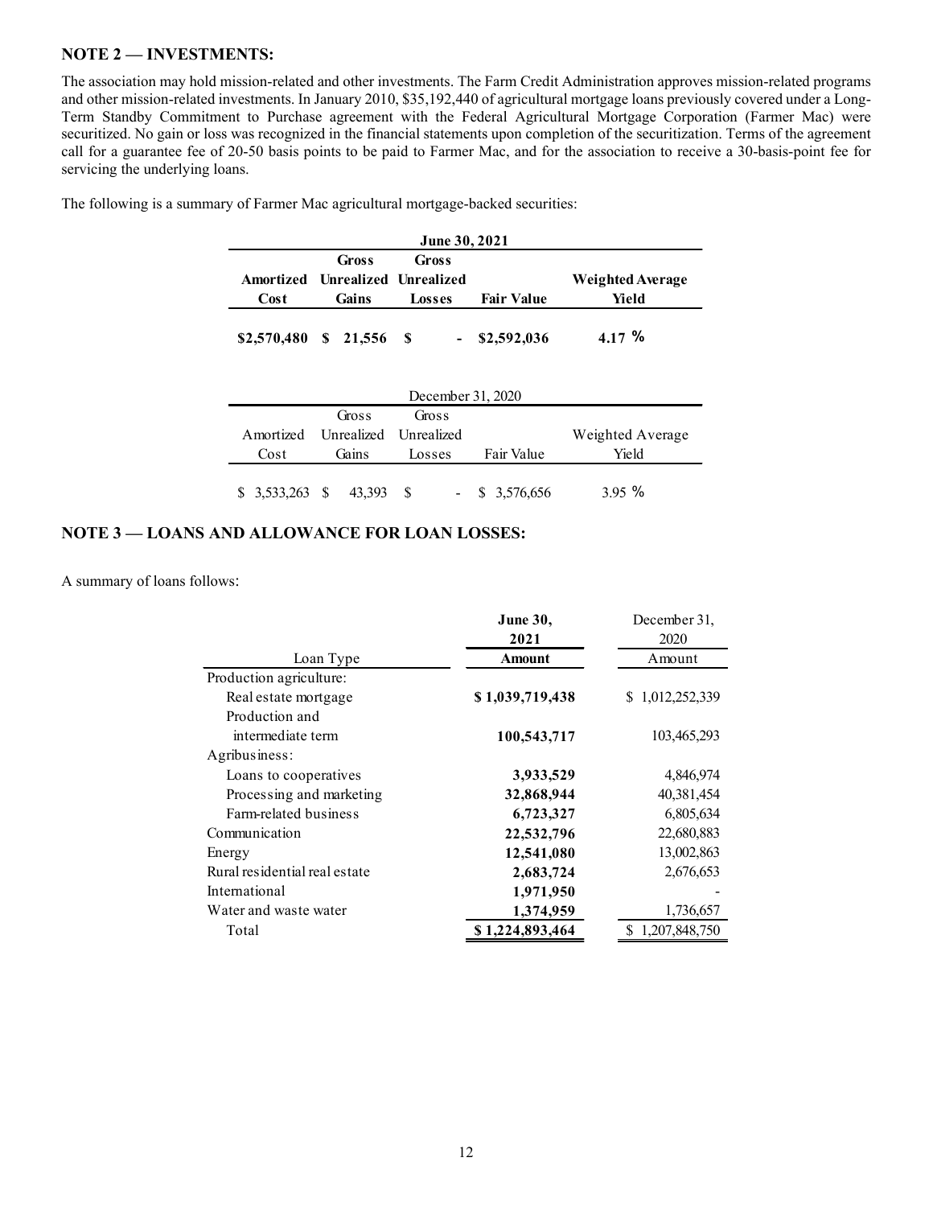## NOTE 2 — INVESTMENTS:

The association may hold mission-related and other investments. The Farm Credit Administration approves mission-related programs and other mission-related investments. In January 2010, $35,192,440 of agricultural mortgage loans previously covered under a Long-Term Standby Commitment to Purchase agreement with the Federal Agricultural Mortgage Corporation (Farmer Mac) were securitized. No gain or loss was recognized in the financial statements upon completion of the securitization. Terms of the agreement call for a guarantee fee of 20-50 basis points to be paid to Farmer Mac, and for the association to receive a 30-basis-point fee for servicing the underlying loans.

The following is a summary of Farmer Mac agricultural mortgage-backed securities:

| June 30, 2021 | | | | |
|---|---|---|---|---|
| **Amortized Cost** | **Gross Unrealized Gains** | **Gross Unrealized Losses** | **Fair Value** | **Weighted Average Yield** |
| **$2,570,480** | **$ 21,556** | **$ -** | **$2,592,036** | **4.17 %** |

| December 31, 2020 | | | | |
|---|---|---|---|---|
| Amortized Cost | Gross Unrealized Gains | Gross Unrealized Losses | Fair Value | Weighted Average Yield |
| $ 3,533,263 | $ 43,393 | $ - | $ 3,576,656 | 3.95 % |

## NOTE 3 — LOANS AND ALLOWANCE FOR LOAN LOSSES:

A summary of loans follows:

| Loan Type | **June 30, 2021 Amount** | December 31, 2020 Amount |
|---|---|---|
| Production agriculture: | | |
| Real estate mortgage | **$ 1,039,719,438** | $ 1,012,252,339 |
| Production and intermediate term | **100,543,717** | 103,465,293 |
| Agribusiness: | | |
| Loans to cooperatives | **3,933,529** | 4,846,974 |
| Processing and marketing | **32,868,944** | 40,381,454 |
| Farm-related business | **6,723,327** | 6,805,634 |
| Communication | **22,532,796** | 22,680,883 |
| Energy | **12,541,080** | 13,002,863 |
| Rural residential real estate | **2,683,724** | 2,676,653 |
| International | **1,971,950** | - |
| Water and waste water | **1,374,959** | 1,736,657 |
| Total | **$ 1,224,893,464** | $ 1,207,848,750 |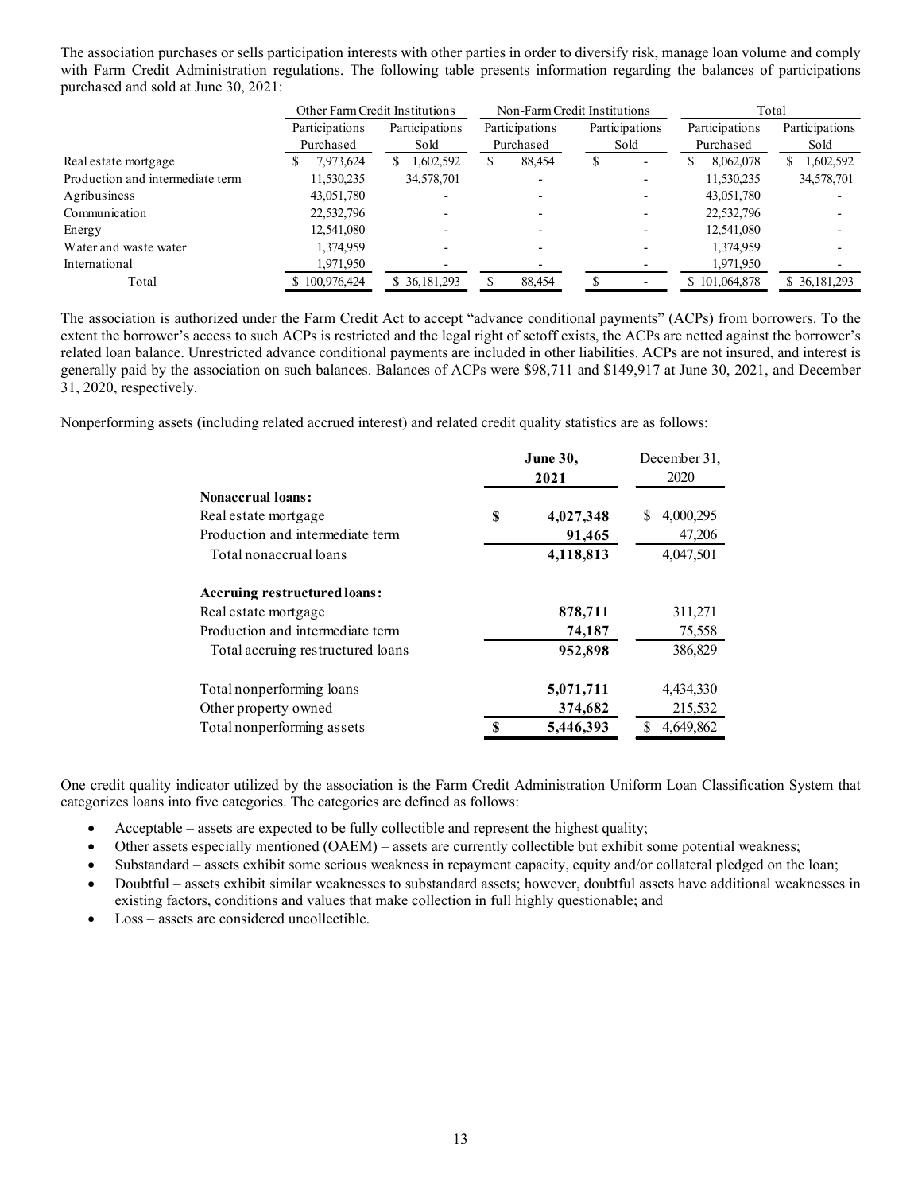The association purchases or sells participation interests with other parties in order to diversify risk, manage loan volume and comply with Farm Credit Administration regulations. The following table presents information regarding the balances of participations purchased and sold at June 30, 2021:

| | Other Farm Credit Institutions | | Non-Farm Credit Institutions | | Total | |
|---|---|---|---|---|---|---|
| | Participations Purchased | Participations Sold | Participations Purchased | Participations Sold | Participations Purchased | Participations Sold |
| Real estate mortgage | $ 7,973,624 | $ 1,602,592 | $ 88,454 | $ - | $ 8,062,078 | $ 1,602,592 |
| Production and intermediate term | 11,530,235 | 34,578,701 | - | - | 11,530,235 | 34,578,701 |
| Agribusiness | 43,051,780 | - | - | - | 43,051,780 | - |
| Communication | 22,532,796 | - | - | - | 22,532,796 | - |
| Energy | 12,541,080 | - | - | - | 12,541,080 | - |
| Water and waste water | 1,374,959 | - | - | - | 1,374,959 | - |
| International | 1,971,950 | - | - | - | 1,971,950 | - |
| Total | $ 100,976,424 | $ 36,181,293 | $ 88,454 | $ - | $ 101,064,878 | $ 36,181,293 |

The association is authorized under the Farm Credit Act to accept "advance conditional payments" (ACPs) from borrowers. To the extent the borrower's access to such ACPs is restricted and the legal right of setoff exists, the ACPs are netted against the borrower's related loan balance. Unrestricted advance conditional payments are included in other liabilities. ACPs are not insured, and interest is generally paid by the association on such balances. Balances of ACPs were $98,711 and $149,917 at June 30, 2021, and December 31, 2020, respectively.

Nonperforming assets (including related accrued interest) and related credit quality statistics are as follows:

| | **June 30, 2021** | December 31, 2020 |
|---|---|---|
| **Nonaccrual loans:** | | |
| Real estate mortgage | **$ 4,027,348** | $ 4,000,295 |
| Production and intermediate term | **91,465** | 47,206 |
| Total nonaccrual loans | **4,118,813** | 4,047,501 |
| **Accruing restructured loans:** | | |
| Real estate mortgage | **878,711** | 311,271 |
| Production and intermediate term | **74,187** | 75,558 |
| Total accruing restructured loans | **952,898** | 386,829 |
| Total nonperforming loans | **5,071,711** | 4,434,330 |
| Other property owned | **374,682** | 215,532 |
| Total nonperforming assets | **$ 5,446,393** | $ 4,649,862 |

One credit quality indicator utilized by the association is the Farm Credit Administration Uniform Loan Classification System that categorizes loans into five categories. The categories are defined as follows:

- Acceptable – assets are expected to be fully collectible and represent the highest quality;
- Other assets especially mentioned (OAEM) – assets are currently collectible but exhibit some potential weakness;
- Substandard – assets exhibit some serious weakness in repayment capacity, equity and/or collateral pledged on the loan;
- Doubtful – assets exhibit similar weaknesses to substandard assets; however, doubtful assets have additional weaknesses in existing factors, conditions and values that make collection in full highly questionable; and
- Loss – assets are considered uncollectible.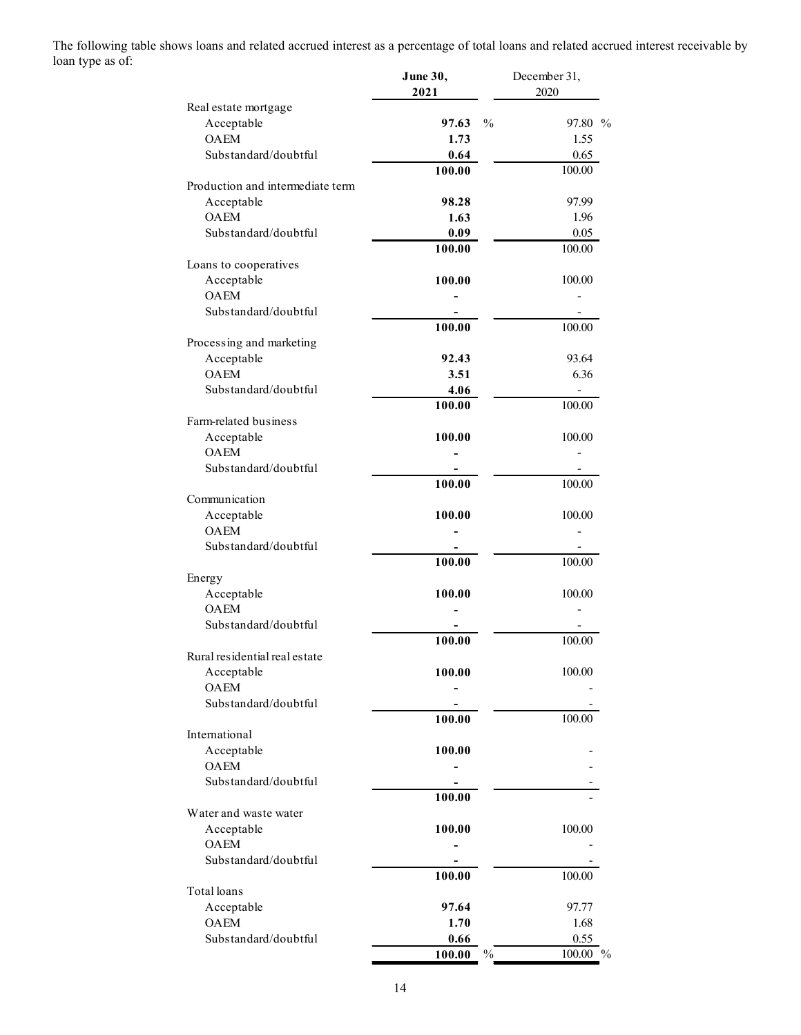The following table shows loans and related accrued interest as a percentage of total loans and related accrued interest receivable by loan type as of:

| | **June 30, 2021** | December 31, 2020 |
|---|---|---|
| Real estate mortgage | | |
| Acceptable | **97.63** % | 97.80 % |
| OAEM | **1.73** | 1.55 |
| Substandard/doubtful | **0.64** | 0.65 |
| | **100.00** | 100.00 |
| Production and intermediate term | | |
| Acceptable | **98.28** | 97.99 |
| OAEM | **1.63** | 1.96 |
| Substandard/doubtful | **0.09** | 0.05 |
| | **100.00** | 100.00 |
| Loans to cooperatives | | |
| Acceptable | **100.00** | 100.00 |
| OAEM | **-** | - |
| Substandard/doubtful | **-** | - |
| | **100.00** | 100.00 |
| Processing and marketing | | |
| Acceptable | **92.43** | 93.64 |
| OAEM | **3.51** | 6.36 |
| Substandard/doubtful | **4.06** | - |
| | **100.00** | 100.00 |
| Farm-related business | | |
| Acceptable | **100.00** | 100.00 |
| OAEM | **-** | - |
| Substandard/doubtful | **-** | - |
| | **100.00** | 100.00 |
| Communication | | |
| Acceptable | **100.00** | 100.00 |
| OAEM | **-** | - |
| Substandard/doubtful | **-** | - |
| | **100.00** | 100.00 |
| Energy | | |
| Acceptable | **100.00** | 100.00 |
| OAEM | **-** | - |
| Substandard/doubtful | **-** | - |
| | **100.00** | 100.00 |
| Rural residential real estate | | |
| Acceptable | **100.00** | 100.00 |
| OAEM | **-** | - |
| Substandard/doubtful | **-** | - |
| | **100.00** | 100.00 |
| International | | |
| Acceptable | **100.00** | - |
| OAEM | **-** | - |
| Substandard/doubtful | **-** | - |
| | **100.00** | - |
| Water and waste water | | |
| Acceptable | **100.00** | 100.00 |
| OAEM | **-** | - |
| Substandard/doubtful | **-** | - |
| | **100.00** | 100.00 |
| Total loans | | |
| Acceptable | **97.64** | 97.77 |
| OAEM | **1.70** | 1.68 |
| Substandard/doubtful | **0.66** | 0.55 |
| | **100.00** % | 100.00 % |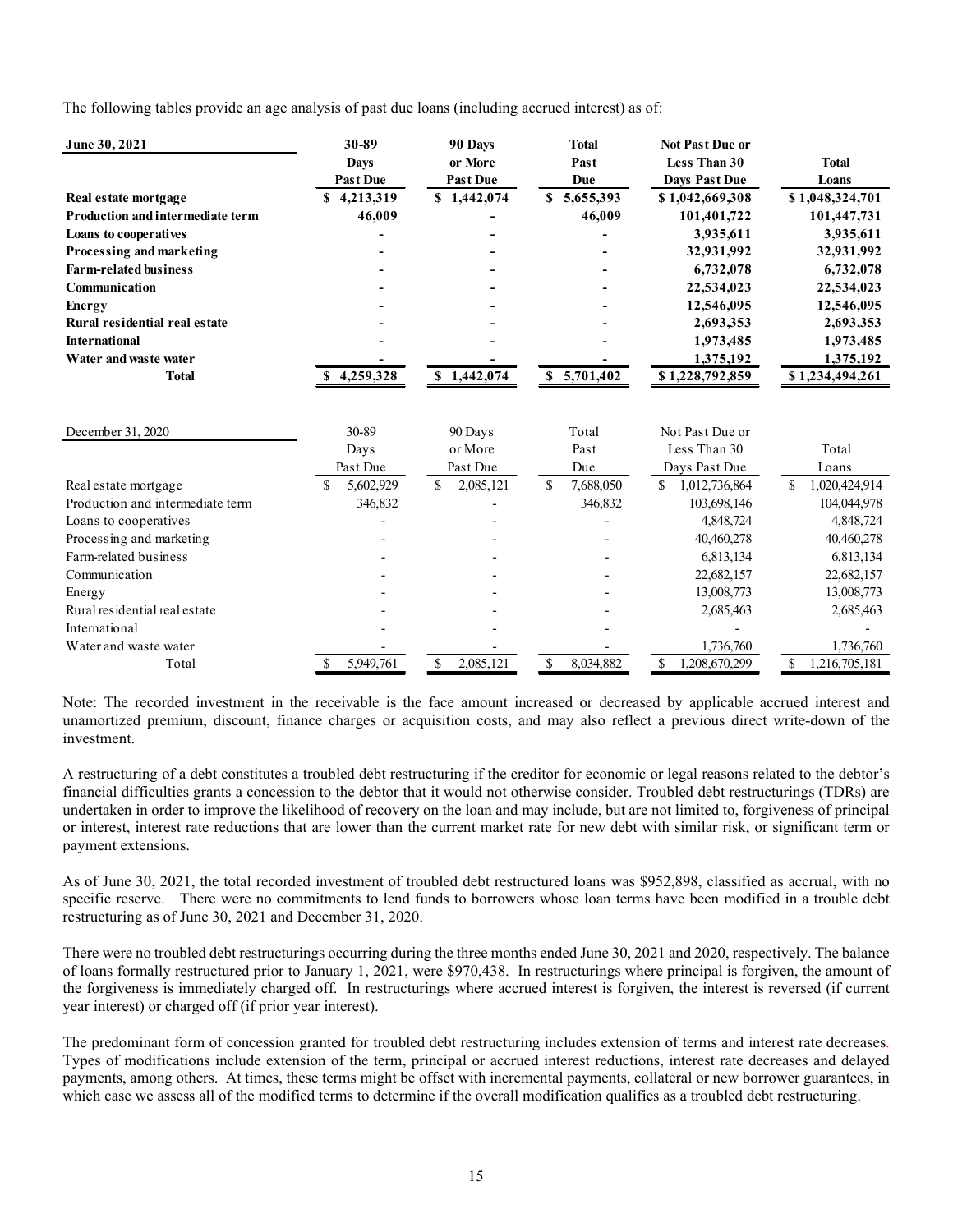The following tables provide an age analysis of past due loans (including accrued interest) as of:

| **June 30, 2021** | **30-89 Days Past Due** | **90 Days or More Past Due** | **Total Past Due** | **Not Past Due or Less Than 30 Days Past Due** | **Total Loans** |
|---|---|---|---|---|---|
| **Real estate mortgage** | **$ 4,213,319** | **$ 1,442,074** | **$ 5,655,393** | **$ 1,042,669,308** | **$ 1,048,324,701** |
| **Production and intermediate term** | **46,009** | **-** | **46,009** | **101,401,722** | **101,447,731** |
| **Loans to cooperatives** | **-** | **-** | **-** | **3,935,611** | **3,935,611** |
| **Processing and marketing** | **-** | **-** | **-** | **32,931,992** | **32,931,992** |
| **Farm-related business** | **-** | **-** | **-** | **6,732,078** | **6,732,078** |
| **Communication** | **-** | **-** | **-** | **22,534,023** | **22,534,023** |
| **Energy** | **-** | **-** | **-** | **12,546,095** | **12,546,095** |
| **Rural residential real estate** | **-** | **-** | **-** | **2,693,353** | **2,693,353** |
| **International** | **-** | **-** | **-** | **1,973,485** | **1,973,485** |
| **Water and waste water** | **-** | **-** | **-** | **1,375,192** | **1,375,192** |
| **Total** | **$ 4,259,328** | **$ 1,442,074** | **$ 5,701,402** | **$ 1,228,792,859** | **$ 1,234,494,261** |

| December 31, 2020 | 30-89 Days Past Due | 90 Days or More Past Due | Total Past Due | Not Past Due or Less Than 30 Days Past Due | Total Loans |
|---|---|---|---|---|---|
| Real estate mortgage | $ 5,602,929 | $ 2,085,121 | $ 7,688,050 | $ 1,012,736,864 | $ 1,020,424,914 |
| Production and intermediate term | 346,832 | - | 346,832 | 103,698,146 | 104,044,978 |
| Loans to cooperatives | - | - | - | 4,848,724 | 4,848,724 |
| Processing and marketing | - | - | - | 40,460,278 | 40,460,278 |
| Farm-related business | - | - | - | 6,813,134 | 6,813,134 |
| Communication | - | - | - | 22,682,157 | 22,682,157 |
| Energy | - | - | - | 13,008,773 | 13,008,773 |
| Rural residential real estate | - | - | - | 2,685,463 | 2,685,463 |
| International | - | - | - | - | - |
| Water and waste water | - | - | - | 1,736,760 | 1,736,760 |
| Total | $ 5,949,761 | $ 2,085,121 | $ 8,034,882 | $ 1,208,670,299 | $ 1,216,705,181 |

Note: The recorded investment in the receivable is the face amount increased or decreased by applicable accrued interest and unamortized premium, discount, finance charges or acquisition costs, and may also reflect a previous direct write-down of the investment.

A restructuring of a debt constitutes a troubled debt restructuring if the creditor for economic or legal reasons related to the debtor's financial difficulties grants a concession to the debtor that it would not otherwise consider. Troubled debt restructurings (TDRs) are undertaken in order to improve the likelihood of recovery on the loan and may include, but are not limited to, forgiveness of principal or interest, interest rate reductions that are lower than the current market rate for new debt with similar risk, or significant term or payment extensions.

As of June 30, 2021, the total recorded investment of troubled debt restructured loans was $952,898, classified as accrual, with no specific reserve. There were no commitments to lend funds to borrowers whose loan terms have been modified in a trouble debt restructuring as of June 30, 2021 and December 31, 2020.

There were no troubled debt restructurings occurring during the three months ended June 30, 2021 and 2020, respectively. The balance of loans formally restructured prior to January 1, 2021, were $970,438. In restructurings where principal is forgiven, the amount of the forgiveness is immediately charged off. In restructurings where accrued interest is forgiven, the interest is reversed (if current year interest) or charged off (if prior year interest).

The predominant form of concession granted for troubled debt restructuring includes extension of terms and interest rate decreases. Types of modifications include extension of the term, principal or accrued interest reductions, interest rate decreases and delayed payments, among others. At times, these terms might be offset with incremental payments, collateral or new borrower guarantees, in which case we assess all of the modified terms to determine if the overall modification qualifies as a troubled debt restructuring.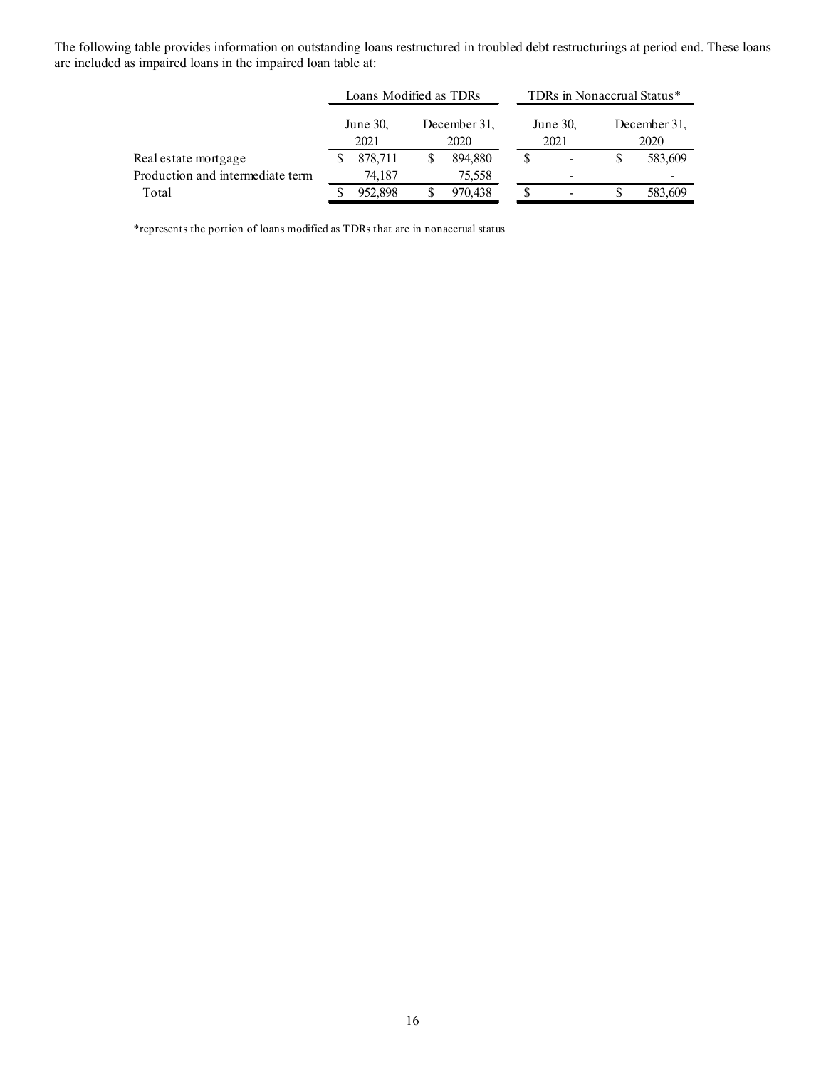The following table provides information on outstanding loans restructured in troubled debt restructurings at period end. These loans are included as impaired loans in the impaired loan table at:

| | Loans Modified as TDRs | | TDRs in Nonaccrual Status* | |
|---|---|---|---|---|
| | June 30, 2021 | December 31, 2020 | June 30, 2021 | December 31, 2020 |
| Real estate mortgage | $ 878,711 | $ 894,880 | $ - | $ 583,609 |
| Production and intermediate term | 74,187 | 75,558 | - | - |
| Total | $ 952,898 | $ 970,438 | $ - | $ 583,609 |

*represents the portion of loans modified as TDRs that are in nonaccrual status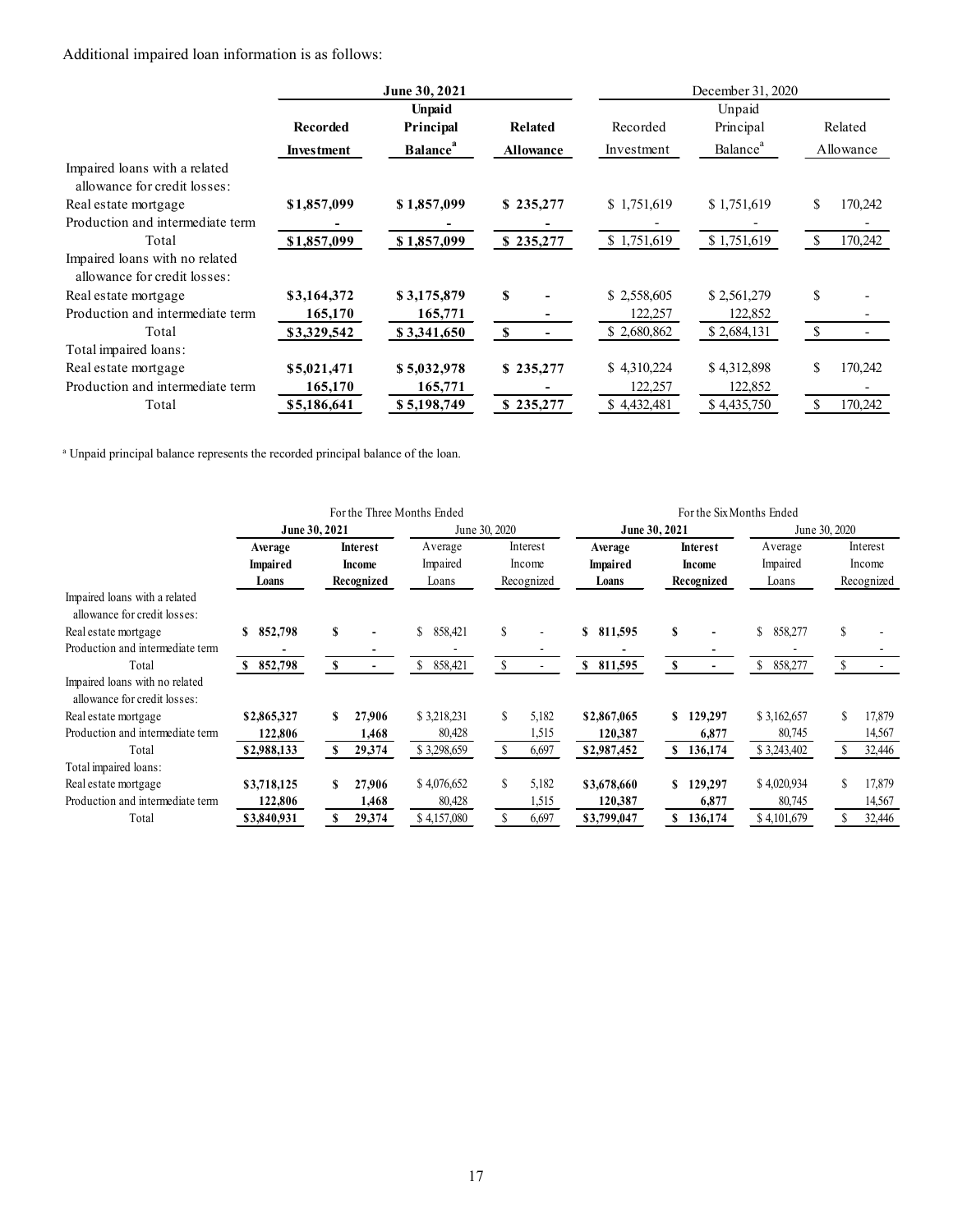Additional impaired loan information is as follows:

| | June 30, 2021 | | | December 31, 2020 | | |
|---|---|---|---|---|---|---|
| | **Recorded Investment** | **Unpaid Principal Balance**[a] | **Related Allowance** | Recorded Investment | Unpaid Principal Balance[a] | Related Allowance |
| Impaired loans with a related allowance for credit losses: | | | | | | |
| Real estate mortgage | **$1,857,099** | **$ 1,857,099** | **$ 235,277** | $ 1,751,619 | $ 1,751,619 | $ 170,242 |
| Production and intermediate term | **-** | **-** | **-** | - | - | - |
| Total | **$1,857,099** | **$ 1,857,099** | **$ 235,277** | $ 1,751,619 | $ 1,751,619 | $ 170,242 |
| Impaired loans with no related allowance for credit losses: | | | | | | |
| Real estate mortgage | **$3,164,372** | **$ 3,175,879** | **$ -** | $ 2,558,605 | $ 2,561,279 | $ - |
| Production and intermediate term | **165,170** | **165,771** | **-** | 122,257 | 122,852 | - |
| Total | **$3,329,542** | **$ 3,341,650** | **$ -** | $ 2,680,862 | $ 2,684,131 | $ - |
| Total impaired loans: | | | | | | |
| Real estate mortgage | **$5,021,471** | **$ 5,032,978** | **$ 235,277** | $ 4,310,224 | $ 4,312,898 | $ 170,242 |
| Production and intermediate term | **165,170** | **165,771** | **-** | 122,257 | 122,852 | - |
| Total | **$5,186,641** | **$ 5,198,749** | **$ 235,277** | $ 4,432,481 | $ 4,435,750 | $ 170,242 |

[a] Unpaid principal balance represents the recorded principal balance of the loan.

| | For the Three Months Ended | | | | For the Six Months Ended | | | |
|---|---|---|---|---|---|---|---|---|
| | **June 30, 2021** | | June 30, 2020 | | **June 30, 2021** | | June 30, 2020 | |
| | **Average Impaired Loans** | **Interest Income Recognized** | Average Impaired Loans | Interest Income Recognized | **Average Impaired Loans** | **Interest Income Recognized** | Average Impaired Loans | Interest Income Recognized |
| Impaired loans with a related allowance for credit losses: | | | | | | | | |
| Real estate mortgage | **$ 852,798** | **$ -** | $ 858,421 | $ - | **$ 811,595** | **$ -** | $ 858,277 | $ - |
| Production and intermediate term | **-** | **-** | - | - | **-** | **-** | - | - |
| Total | **$ 852,798** | **$ -** | $ 858,421 | $ - | **$ 811,595** | **$ -** | $ 858,277 | $ - |
| Impaired loans with no related allowance for credit losses: | | | | | | | | |
| Real estate mortgage | **$2,865,327** | **$ 27,906** | $ 3,218,231 | $ 5,182 | **$2,867,065** | **$ 129,297** | $ 3,162,657 | $ 17,879 |
| Production and intermediate term | **122,806** | **1,468** | 80,428 | 1,515 | **120,387** | **6,877** | 80,745 | 14,567 |
| Total | **$2,988,133** | **$ 29,374** | $ 3,298,659 | $ 6,697 | **$2,987,452** | **$ 136,174** | $ 3,243,402 | $ 32,446 |
| Total impaired loans: | | | | | | | | |
| Real estate mortgage | **$3,718,125** | **$ 27,906** | $ 4,076,652 | $ 5,182 | **$3,678,660** | **$ 129,297** | $ 4,020,934 | $ 17,879 |
| Production and intermediate term | **122,806** | **1,468** | 80,428 | 1,515 | **120,387** | **6,877** | 80,745 | 14,567 |
| Total | **$3,840,931** | **$ 29,374** | $ 4,157,080 | $ 6,697 | **$3,799,047** | **$ 136,174** | $ 4,101,679 | $ 32,446 |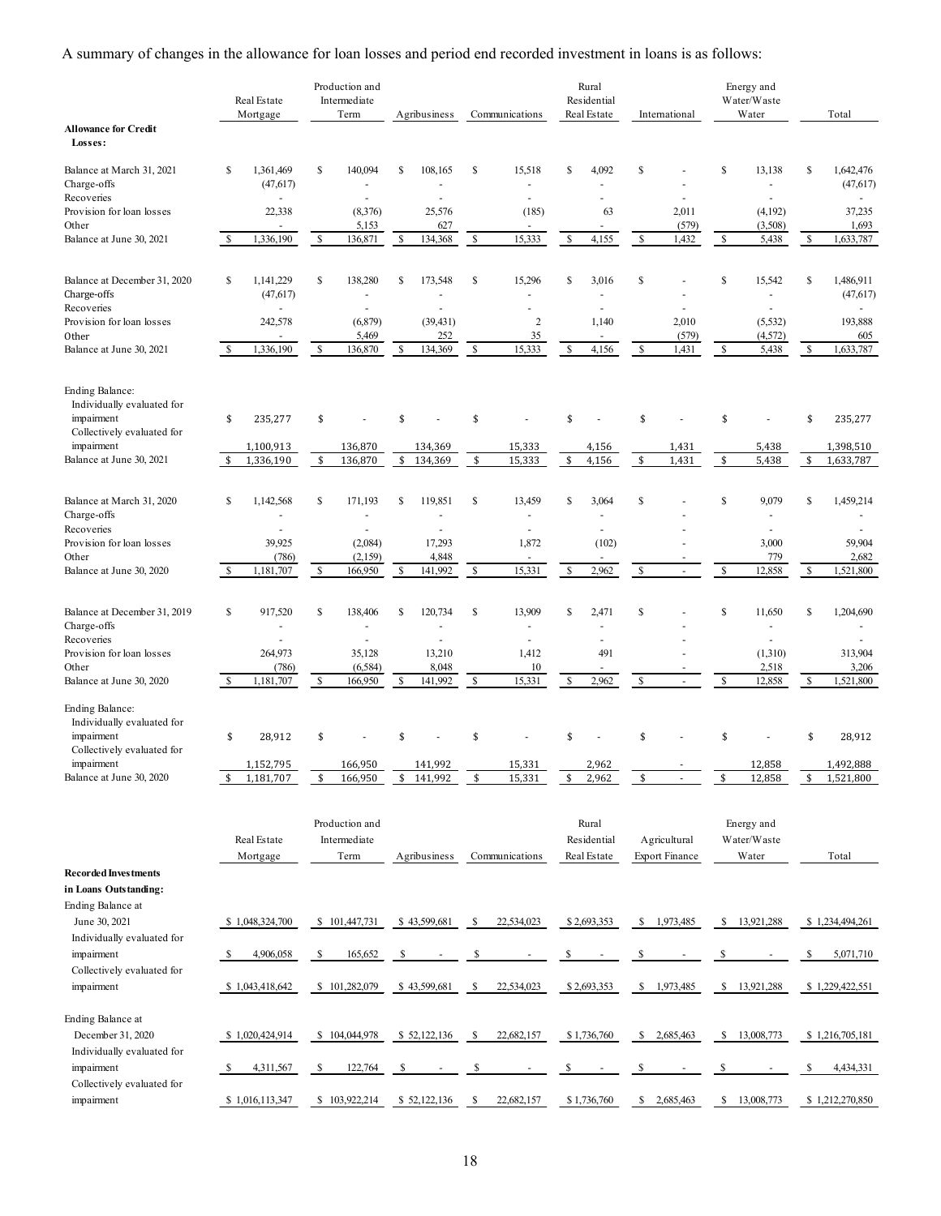A summary of changes in the allowance for loan losses and period end recorded investment in loans is as follows:

| | Real Estate Mortgage | Production and Intermediate Term | Agribusiness | Communications | Rural Residential Real Estate | International | Energy and Water/Waste Water | Total |
|---|---|---|---|---|---|---|---|---|
| **Allowance for Credit Losses:** | | | | | | | | |
| Balance at March 31, 2021 | $ 1,361,469 | $ 140,094 | $ 108,165 | $ 15,518 | $ 4,092 | $ - | $ 13,138 | $ 1,642,476 |
| Charge-offs | (47,617) | - | - | - | - | - | - | (47,617) |
| Recoveries | - | - | - | - | - | - | - | - |
| Provision for loan losses | 22,338 | (8,376) | 25,576 | (185) | 63 | 2,011 | (4,192) | 37,235 |
| Other | - | 5,153 | 627 | - | - | (579) | (3,508) | 1,693 |
| Balance at June 30, 2021 | $ 1,336,190 | $ 136,871 | $ 134,368 | $ 15,333 | $ 4,155 | $ 1,432 | $ 5,438 | $ 1,633,787 |
| | | | | | | | | |
| Balance at December 31, 2020 | $ 1,141,229 | $ 138,280 | $ 173,548 | $ 15,296 | $ 3,016 | $ - | $ 15,542 | $ 1,486,911 |
| Charge-offs | (47,617) | - | - | - | - | - | - | (47,617) |
| Recoveries | - | - | - | - | - | - | - | - |
| Provision for loan losses | 242,578 | (6,879) | (39,431) | 2 | 1,140 | 2,010 | (5,532) | 193,888 |
| Other | - | 5,469 | 252 | 35 | - | (579) | (4,572) | 605 |
| Balance at June 30, 2021 | $ 1,336,190 | $ 136,870 | $ 134,369 | $ 15,333 | $ 4,156 | $ 1,431 | $ 5,438 | $ 1,633,787 |
| | | | | | | | | |
| Ending Balance: | | | | | | | | |
| Individually evaluated for impairment | $ 235,277 | $ - | $ - | $ - | $ - | $ - | $ - | $ 235,277 |
| Collectively evaluated for impairment | 1,100,913 | 136,870 | 134,369 | 15,333 | 4,156 | 1,431 | 5,438 | 1,398,510 |
| Balance at June 30, 2021 | $ 1,336,190 | $ 136,870 | $ 134,369 | $ 15,333 | $ 4,156 | $ 1,431 | $ 5,438 | $ 1,633,787 |
| | | | | | | | | |
| Balance at March 31, 2020 | $ 1,142,568 | $ 171,193 | $ 119,851 | $ 13,459 | $ 3,064 | $ - | $ 9,079 | $ 1,459,214 |
| Charge-offs | - | - | - | - | - | - | - | - |
| Recoveries | - | - | - | - | - | - | - | - |
| Provision for loan losses | 39,925 | (2,084) | 17,293 | 1,872 | (102) | - | 3,000 | 59,904 |
| Other | (786) | (2,159) | 4,848 | - | - | - | 779 | 2,682 |
| Balance at June 30, 2020 | $ 1,181,707 | $ 166,950 | $ 141,992 | $ 15,331 | $ 2,962 | $ - | $ 12,858 | $ 1,521,800 |
| | | | | | | | | |
| Balance at December 31, 2019 | $ 917,520 | $ 138,406 | $ 120,734 | $ 13,909 | $ 2,471 | $ - | $ 11,650 | $ 1,204,690 |
| Charge-offs | - | - | - | - | - | - | - | - |
| Recoveries | - | - | - | - | - | - | - | - |
| Provision for loan losses | 264,973 | 35,128 | 13,210 | 1,412 | 491 | - | (1,310) | 313,904 |
| Other | (786) | (6,584) | 8,048 | 10 | - | - | 2,518 | 3,206 |
| Balance at June 30, 2020 | $ 1,181,707 | $ 166,950 | $ 141,992 | $ 15,331 | $ 2,962 | $ - | $ 12,858 | $ 1,521,800 |
| | | | | | | | | |
| Ending Balance: | | | | | | | | |
| Individually evaluated for impairment | $ 28,912 | $ - | $ - | $ - | $ - | $ - | $ - | $ 28,912 |
| Collectively evaluated for impairment | 1,152,795 | 166,950 | 141,992 | 15,331 | 2,962 | - | 12,858 | 1,492,888 |
| Balance at June 30, 2020 | $ 1,181,707 | $ 166,950 | $ 141,992 | $ 15,331 | $ 2,962 | $ - | $ 12,858 | $ 1,521,800 |

| | Real Estate Mortgage | Production and Intermediate Term | Agribusiness | Communications | Rural Residential Real Estate | Agricultural Export Finance | Energy and Water/Waste Water | Total |
|---|---|---|---|---|---|---|---|---|
| **Recorded Investments in Loans Outstanding:** | | | | | | | | |
| Ending Balance at June 30, 2021 | $ 1,048,324,700 | $ 101,447,731 | $ 43,599,681 | $ 22,534,023 | $ 2,693,353 | $ 1,973,485 | $ 13,921,288 | $ 1,234,494,261 |
| Individually evaluated for impairment | $ 4,906,058 | $ 165,652 | $ - | $ - | $ - | $ - | $ - | $ 5,071,710 |
| Collectively evaluated for impairment | $ 1,043,418,642 | $ 101,282,079 | $ 43,599,681 | $ 22,534,023 | $ 2,693,353 | $ 1,973,485 | $ 13,921,288 | $ 1,229,422,551 |
| | | | | | | | | |
| Ending Balance at December 31, 2020 | $ 1,020,424,914 | $ 104,044,978 | $ 52,122,136 | $ 22,682,157 | $ 1,736,760 | $ 2,685,463 | $ 13,008,773 | $ 1,216,705,181 |
| Individually evaluated for impairment | $ 4,311,567 | $ 122,764 | $ - | $ - | $ - | $ - | $ - | $ 4,434,331 |
| Collectively evaluated for impairment | $ 1,016,113,347 | $ 103,922,214 | $ 52,122,136 | $ 22,682,157 | $ 1,736,760 | $ 2,685,463 | $ 13,008,773 | $ 1,212,270,850 |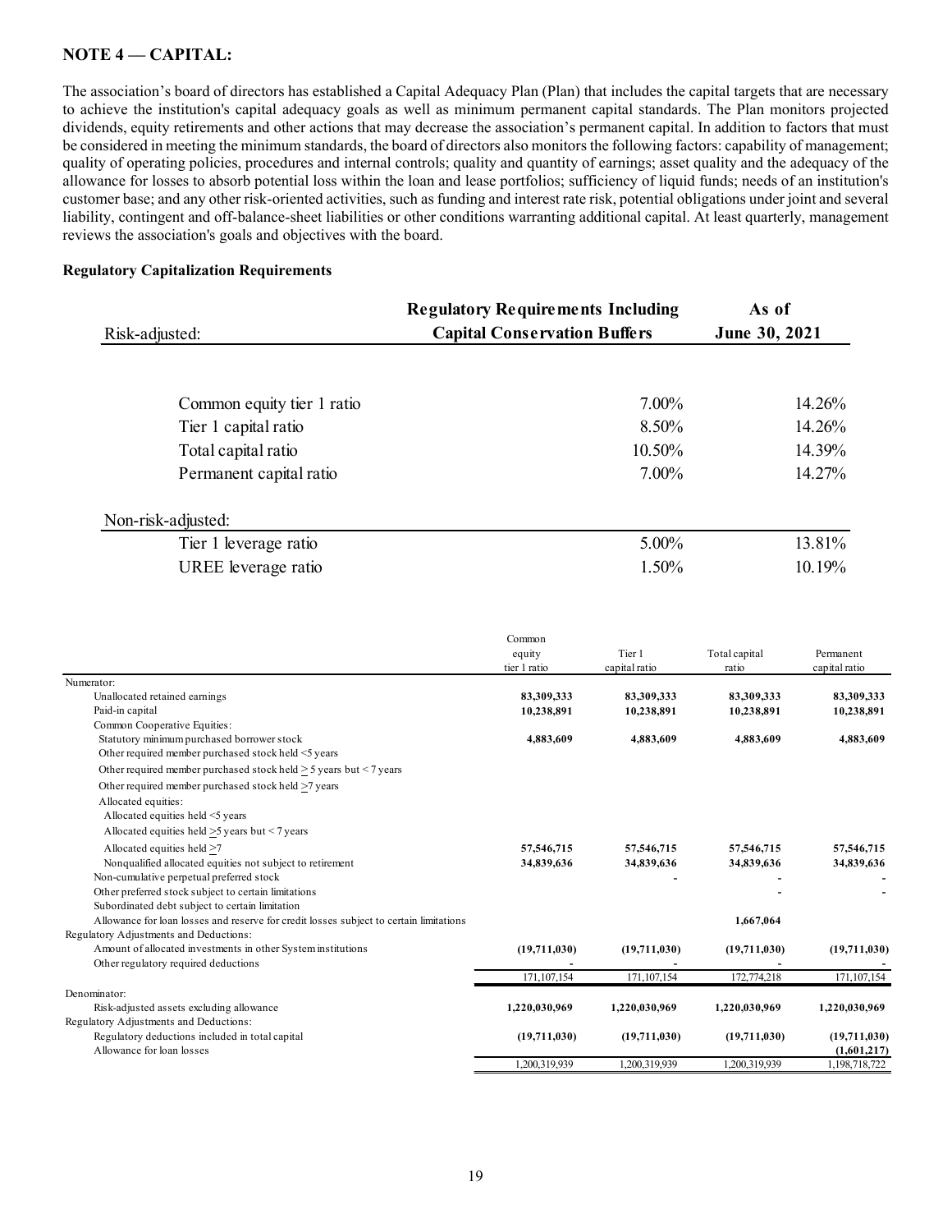## NOTE 4 — CAPITAL:

The association's board of directors has established a Capital Adequacy Plan (Plan) that includes the capital targets that are necessary to achieve the institution's capital adequacy goals as well as minimum permanent capital standards. The Plan monitors projected dividends, equity retirements and other actions that may decrease the association's permanent capital. In addition to factors that must be considered in meeting the minimum standards, the board of directors also monitors the following factors: capability of management; quality of operating policies, procedures and internal controls; quality and quantity of earnings; asset quality and the adequacy of the allowance for losses to absorb potential loss within the loan and lease portfolios; sufficiency of liquid funds; needs of an institution's customer base; and any other risk-oriented activities, such as funding and interest rate risk, potential obligations under joint and several liability, contingent and off-balance-sheet liabilities or other conditions warranting additional capital. At least quarterly, management reviews the association's goals and objectives with the board.

**Regulatory Capitalization Requirements**

| Risk-adjusted: | Regulatory Requirements Including Capital Conservation Buffers | As of June 30, 2021 |
|---|---|---|
| Common equity tier 1 ratio | 7.00% | 14.26% |
| Tier 1 capital ratio | 8.50% | 14.26% |
| Total capital ratio | 10.50% | 14.39% |
| Permanent capital ratio | 7.00% | 14.27% |
| **Non-risk-adjusted:** | | |
| Tier 1 leverage ratio | 5.00% | 13.81% |
| UREE leverage ratio | 1.50% | 10.19% |

| | Common equity tier 1 ratio | Tier 1 capital ratio | Total capital ratio | Permanent capital ratio |
|---|---|---|---|---|
| Numerator: | | | | |
| Unallocated retained earnings | **83,309,333** | **83,309,333** | **83,309,333** | **83,309,333** |
| Paid-in capital | **10,238,891** | **10,238,891** | **10,238,891** | **10,238,891** |
| Common Cooperative Equities: | | | | |
| Statutory minimum purchased borrower stock | **4,883,609** | **4,883,609** | **4,883,609** | **4,883,609** |
| Other required member purchased stock held <5 years | | | | |
| Other required member purchased stock held ≥ 5 years but < 7 years | | | | |
| Other required member purchased stock held ≥7 years | | | | |
| Allocated equities: | | | | |
| Allocated equities held <5 years | | | | |
| Allocated equities held ≥5 years but < 7 years | | | | |
| Allocated equities held ≥7 | **57,546,715** | **57,546,715** | **57,546,715** | **57,546,715** |
| Nonqualified allocated equities not subject to retirement | **34,839,636** | **34,839,636** | **34,839,636** | **34,839,636** |
| Non-cumulative perpetual preferred stock | | - | - | - |
| Other preferred stock subject to certain limitations | | | - | - |
| Subordinated debt subject to certain limitation | | | | |
| Allowance for loan losses and reserve for credit losses subject to certain limitations | | | **1,667,064** | |
| Regulatory Adjustments and Deductions: | | | | |
| Amount of allocated investments in other System institutions | **(19,711,030)** | **(19,711,030)** | **(19,711,030)** | **(19,711,030)** |
| Other regulatory required deductions | - | - | - | - |
| | 171,107,154 | 171,107,154 | 172,774,218 | 171,107,154 |
| Denominator: | | | | |
| Risk-adjusted assets excluding allowance | **1,220,030,969** | **1,220,030,969** | **1,220,030,969** | **1,220,030,969** |
| Regulatory Adjustments and Deductions: | | | | |
| Regulatory deductions included in total capital | **(19,711,030)** | **(19,711,030)** | **(19,711,030)** | **(19,711,030)** |
| Allowance for loan losses | | | | **(1,601,217)** |
| | 1,200,319,939 | 1,200,319,939 | 1,200,319,939 | 1,198,718,722 |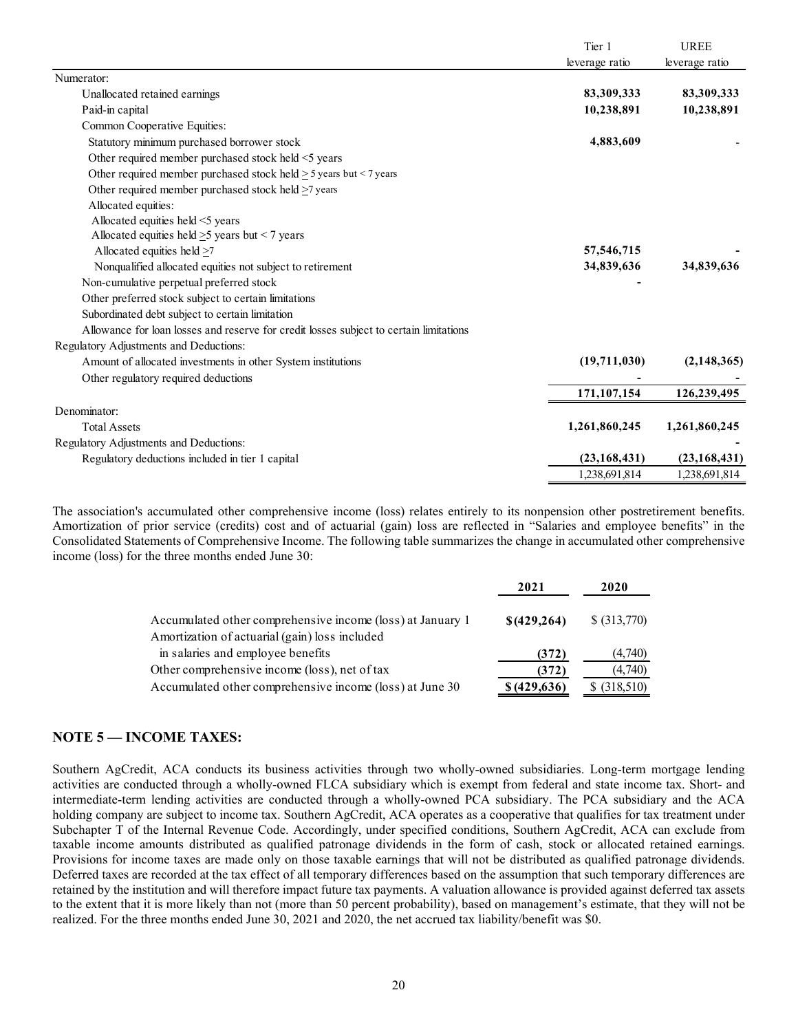| | Tier 1 leverage ratio | UREE leverage ratio |
|---|---|---|
| Numerator: | | |
| Unallocated retained earnings | **83,309,333** | **83,309,333** |
| Paid-in capital | **10,238,891** | **10,238,891** |
| Common Cooperative Equities: | | |
| Statutory minimum purchased borrower stock | **4,883,609** | - |
| Other required member purchased stock held <5 years | | |
| Other required member purchased stock held ≥ 5 years but < 7 years | | |
| Other required member purchased stock held ≥7 years | | |
| Allocated equities: | | |
| Allocated equities held <5 years | | |
| Allocated equities held ≥5 years but < 7 years | | |
| Allocated equities held ≥7 | **57,546,715** | **-** |
| Nonqualified allocated equities not subject to retirement | **34,839,636** | **34,839,636** |
| Non-cumulative perpetual preferred stock | **-** | |
| Other preferred stock subject to certain limitations | | |
| Subordinated debt subject to certain limitation | | |
| Allowance for loan losses and reserve for credit losses subject to certain limitations | | |
| Regulatory Adjustments and Deductions: | | |
| Amount of allocated investments in other System institutions | **(19,711,030)** | **(2,148,365)** |
| Other regulatory required deductions | **-** | **-** |
| | **171,107,154** | **126,239,495** |
| Denominator: | | |
| Total Assets | **1,261,860,245** | **1,261,860,245** |
| Regulatory Adjustments and Deductions: | | **-** |
| Regulatory deductions included in tier 1 capital | **(23,168,431)** | **(23,168,431)** |
| | 1,238,691,814 | 1,238,691,814 |

The association's accumulated other comprehensive income (loss) relates entirely to its nonpension other postretirement benefits. Amortization of prior service (credits) cost and of actuarial (gain) loss are reflected in "Salaries and employee benefits" in the Consolidated Statements of Comprehensive Income. The following table summarizes the change in accumulated other comprehensive income (loss) for the three months ended June 30:

| | 2021 | 2020 |
|---|---|---|
| Accumulated other comprehensive income (loss) at January 1 | **$(429,264)** | $ (313,770) |
| Amortization of actuarial (gain) loss included in salaries and employee benefits | **(372)** | (4,740) |
| Other comprehensive income (loss), net of tax | **(372)** | (4,740) |
| Accumulated other comprehensive income (loss) at June 30 | **$ (429,636)** | $ (318,510) |

## NOTE 5 — INCOME TAXES:

Southern AgCredit, ACA conducts its business activities through two wholly-owned subsidiaries. Long-term mortgage lending activities are conducted through a wholly-owned FLCA subsidiary which is exempt from federal and state income tax. Short- and intermediate-term lending activities are conducted through a wholly-owned PCA subsidiary. The PCA subsidiary and the ACA holding company are subject to income tax. Southern AgCredit, ACA operates as a cooperative that qualifies for tax treatment under Subchapter T of the Internal Revenue Code. Accordingly, under specified conditions, Southern AgCredit, ACA can exclude from taxable income amounts distributed as qualified patronage dividends in the form of cash, stock or allocated retained earnings. Provisions for income taxes are made only on those taxable earnings that will not be distributed as qualified patronage dividends. Deferred taxes are recorded at the tax effect of all temporary differences based on the assumption that such temporary differences are retained by the institution and will therefore impact future tax payments. A valuation allowance is provided against deferred tax assets to the extent that it is more likely than not (more than 50 percent probability), based on management's estimate, that they will not be realized. For the three months ended June 30, 2021 and 2020, the net accrued tax liability/benefit was $0.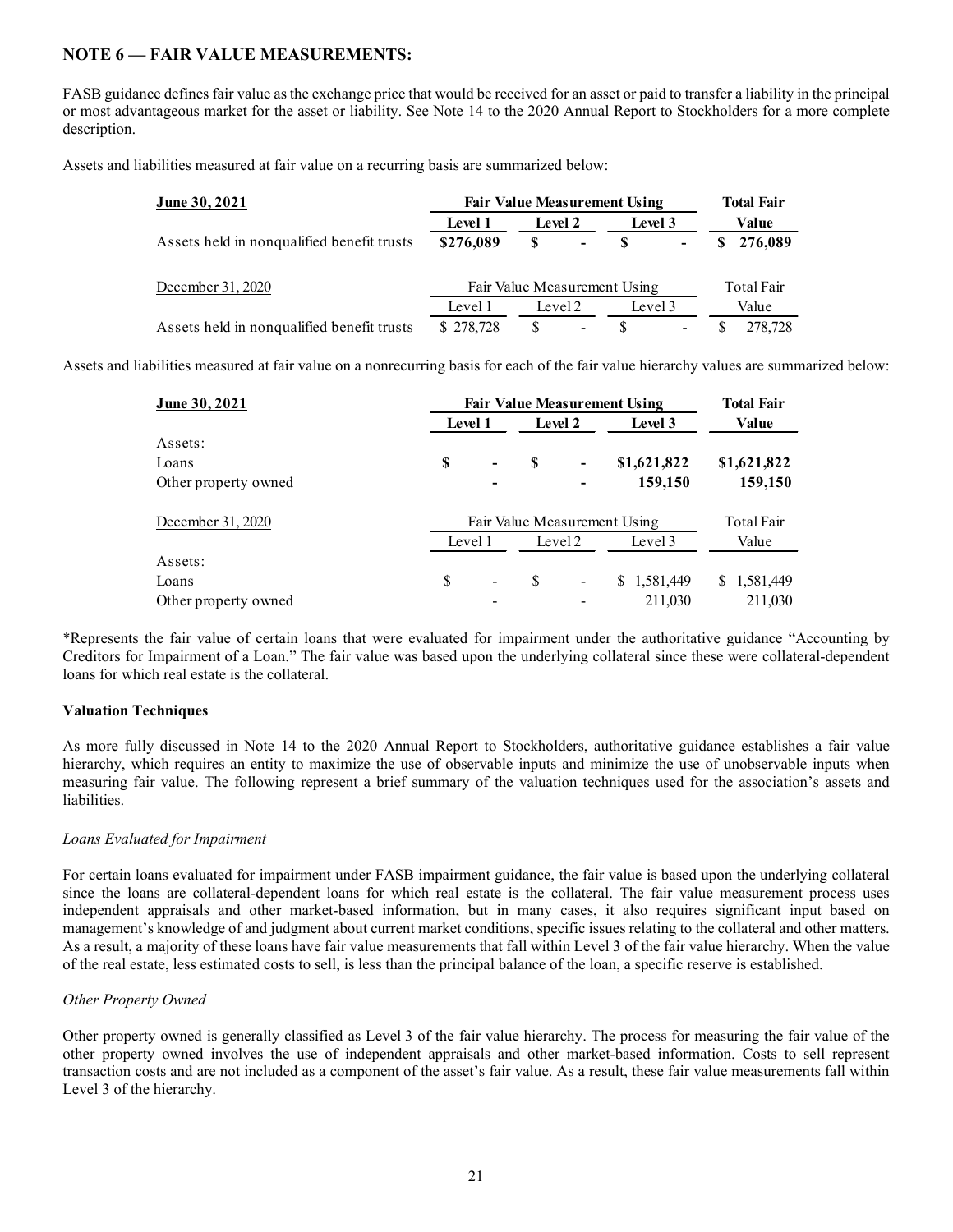## NOTE 6 — FAIR VALUE MEASUREMENTS:

FASB guidance defines fair value as the exchange price that would be received for an asset or paid to transfer a liability in the principal or most advantageous market for the asset or liability. See Note 14 to the 2020 Annual Report to Stockholders for a more complete description.

Assets and liabilities measured at fair value on a recurring basis are summarized below:

| **June 30, 2021** | **Fair Value Measurement Using** | | | **Total Fair** |
|---|---|---|---|---|
| | **Level 1** | **Level 2** | **Level 3** | **Value** |
| Assets held in nonqualified benefit trusts | **$276,089** | **$ -** | **$ -** | **$ 276,089** |

| December 31, 2020 | Fair Value Measurement Using | | | Total Fair |
|---|---|---|---|---|
| | Level 1 | Level 2 | Level 3 | Value |
| Assets held in nonqualified benefit trusts | $ 278,728 | $ - | $ - | $ 278,728 |

Assets and liabilities measured at fair value on a nonrecurring basis for each of the fair value hierarchy values are summarized below:

| **June 30, 2021** | **Fair Value Measurement Using** | | | **Total Fair** |
|---|---|---|---|---|
| | **Level 1** | **Level 2** | **Level 3** | **Value** |
| Assets: | | | | |
| Loans | **$ -** | **$ -** | **$1,621,822** | **$1,621,822** |
| Other property owned | **-** | **-** | **159,150** | **159,150** |

| December 31, 2020 | Fair Value Measurement Using | | | Total Fair |
|---|---|---|---|---|
| | Level 1 | Level 2 | Level 3 | Value |
| Assets: | | | | |
| Loans | $ - | $ - | $ 1,581,449 | $ 1,581,449 |
| Other property owned | - | - | 211,030 | 211,030 |

*Represents the fair value of certain loans that were evaluated for impairment under the authoritative guidance "Accounting by Creditors for Impairment of a Loan." The fair value was based upon the underlying collateral since these were collateral-dependent loans for which real estate is the collateral.

### Valuation Techniques

As more fully discussed in Note 14 to the 2020 Annual Report to Stockholders, authoritative guidance establishes a fair value hierarchy, which requires an entity to maximize the use of observable inputs and minimize the use of unobservable inputs when measuring fair value. The following represent a brief summary of the valuation techniques used for the association's assets and liabilities.

*Loans Evaluated for Impairment*

For certain loans evaluated for impairment under FASB impairment guidance, the fair value is based upon the underlying collateral since the loans are collateral-dependent loans for which real estate is the collateral. The fair value measurement process uses independent appraisals and other market-based information, but in many cases, it also requires significant input based on management's knowledge of and judgment about current market conditions, specific issues relating to the collateral and other matters. As a result, a majority of these loans have fair value measurements that fall within Level 3 of the fair value hierarchy. When the value of the real estate, less estimated costs to sell, is less than the principal balance of the loan, a specific reserve is established.

*Other Property Owned*

Other property owned is generally classified as Level 3 of the fair value hierarchy. The process for measuring the fair value of the other property owned involves the use of independent appraisals and other market-based information. Costs to sell represent transaction costs and are not included as a component of the asset's fair value. As a result, these fair value measurements fall within Level 3 of the hierarchy.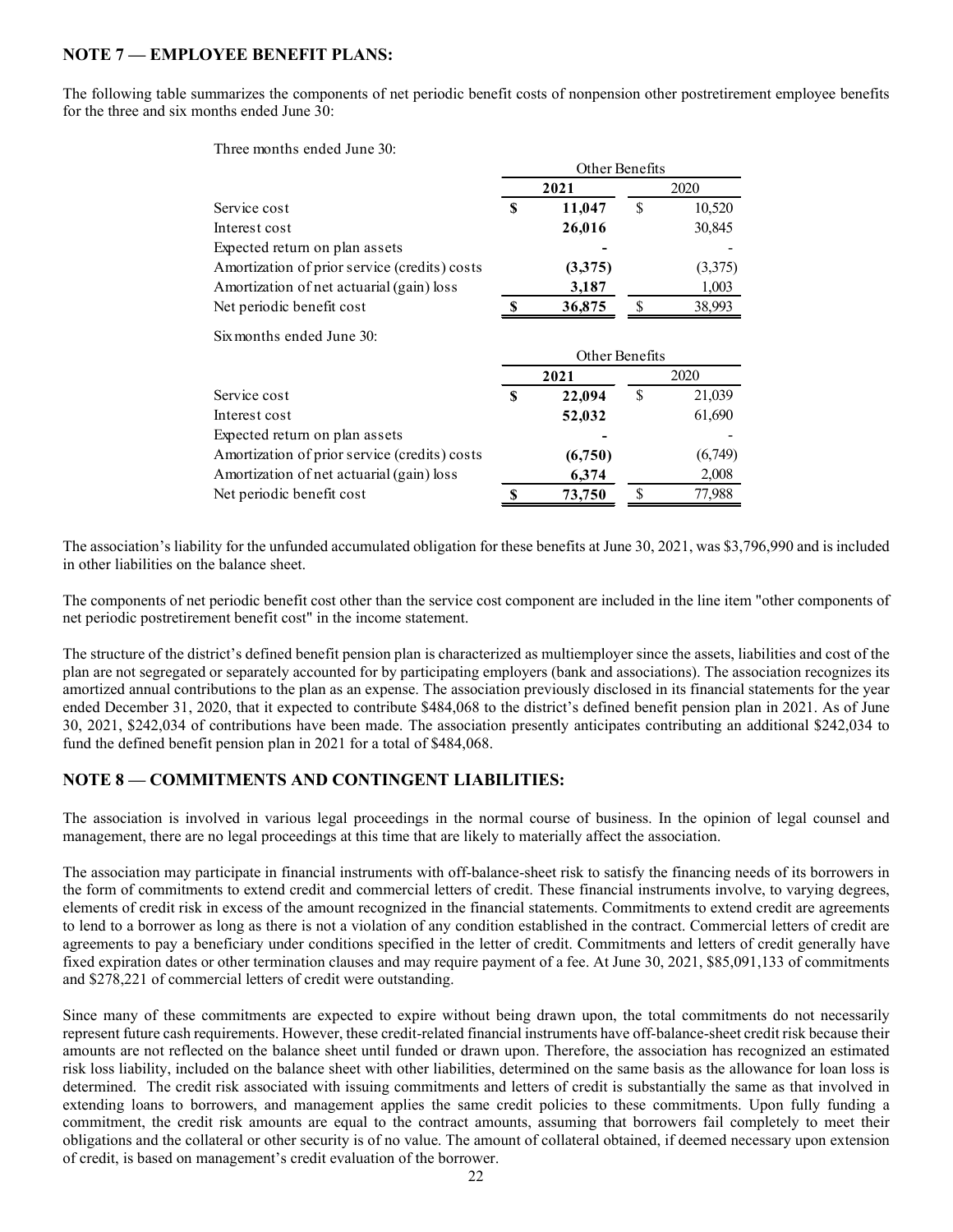## NOTE 7 — EMPLOYEE BENEFIT PLANS:

The following table summarizes the components of net periodic benefit costs of nonpension other postretirement employee benefits for the three and six months ended June 30:

Three months ended June 30:

| | Other Benefits | |
|---|---|---|
| | **2021** | 2020 |
| Service cost | **$ 11,047** | $ 10,520 |
| Interest cost | **26,016** | 30,845 |
| Expected return on plan assets | **-** | - |
| Amortization of prior service (credits) costs | **(3,375)** | (3,375) |
| Amortization of net actuarial (gain) loss | **3,187** | 1,003 |
| Net periodic benefit cost | **$ 36,875** | $ 38,993 |

Six months ended June 30:

| | Other Benefits | |
|---|---|---|
| | **2021** | 2020 |
| Service cost | **$ 22,094** | $ 21,039 |
| Interest cost | **52,032** | 61,690 |
| Expected return on plan assets | **-** | - |
| Amortization of prior service (credits) costs | **(6,750)** | (6,749) |
| Amortization of net actuarial (gain) loss | **6,374** | 2,008 |
| Net periodic benefit cost | **$ 73,750** | $ 77,988 |

The association's liability for the unfunded accumulated obligation for these benefits at June 30, 2021, was $3,796,990 and is included in other liabilities on the balance sheet.

The components of net periodic benefit cost other than the service cost component are included in the line item "other components of net periodic postretirement benefit cost" in the income statement.

The structure of the district's defined benefit pension plan is characterized as multiemployer since the assets, liabilities and cost of the plan are not segregated or separately accounted for by participating employers (bank and associations). The association recognizes its amortized annual contributions to the plan as an expense. The association previously disclosed in its financial statements for the year ended December 31, 2020, that it expected to contribute $484,068 to the district's defined benefit pension plan in 2021. As of June 30, 2021, $242,034 of contributions have been made. The association presently anticipates contributing an additional $242,034 to fund the defined benefit pension plan in 2021 for a total of $484,068.

## NOTE 8 — COMMITMENTS AND CONTINGENT LIABILITIES:

The association is involved in various legal proceedings in the normal course of business. In the opinion of legal counsel and management, there are no legal proceedings at this time that are likely to materially affect the association.

The association may participate in financial instruments with off-balance-sheet risk to satisfy the financing needs of its borrowers in the form of commitments to extend credit and commercial letters of credit. These financial instruments involve, to varying degrees, elements of credit risk in excess of the amount recognized in the financial statements. Commitments to extend credit are agreements to lend to a borrower as long as there is not a violation of any condition established in the contract. Commercial letters of credit are agreements to pay a beneficiary under conditions specified in the letter of credit. Commitments and letters of credit generally have fixed expiration dates or other termination clauses and may require payment of a fee. At June 30, 2021, $85,091,133 of commitments and $278,221 of commercial letters of credit were outstanding.

Since many of these commitments are expected to expire without being drawn upon, the total commitments do not necessarily represent future cash requirements. However, these credit-related financial instruments have off-balance-sheet credit risk because their amounts are not reflected on the balance sheet until funded or drawn upon. Therefore, the association has recognized an estimated risk loss liability, included on the balance sheet with other liabilities, determined on the same basis as the allowance for loan loss is determined. The credit risk associated with issuing commitments and letters of credit is substantially the same as that involved in extending loans to borrowers, and management applies the same credit policies to these commitments. Upon fully funding a commitment, the credit risk amounts are equal to the contract amounts, assuming that borrowers fail completely to meet their obligations and the collateral or other security is of no value. The amount of collateral obtained, if deemed necessary upon extension of credit, is based on management's credit evaluation of the borrower.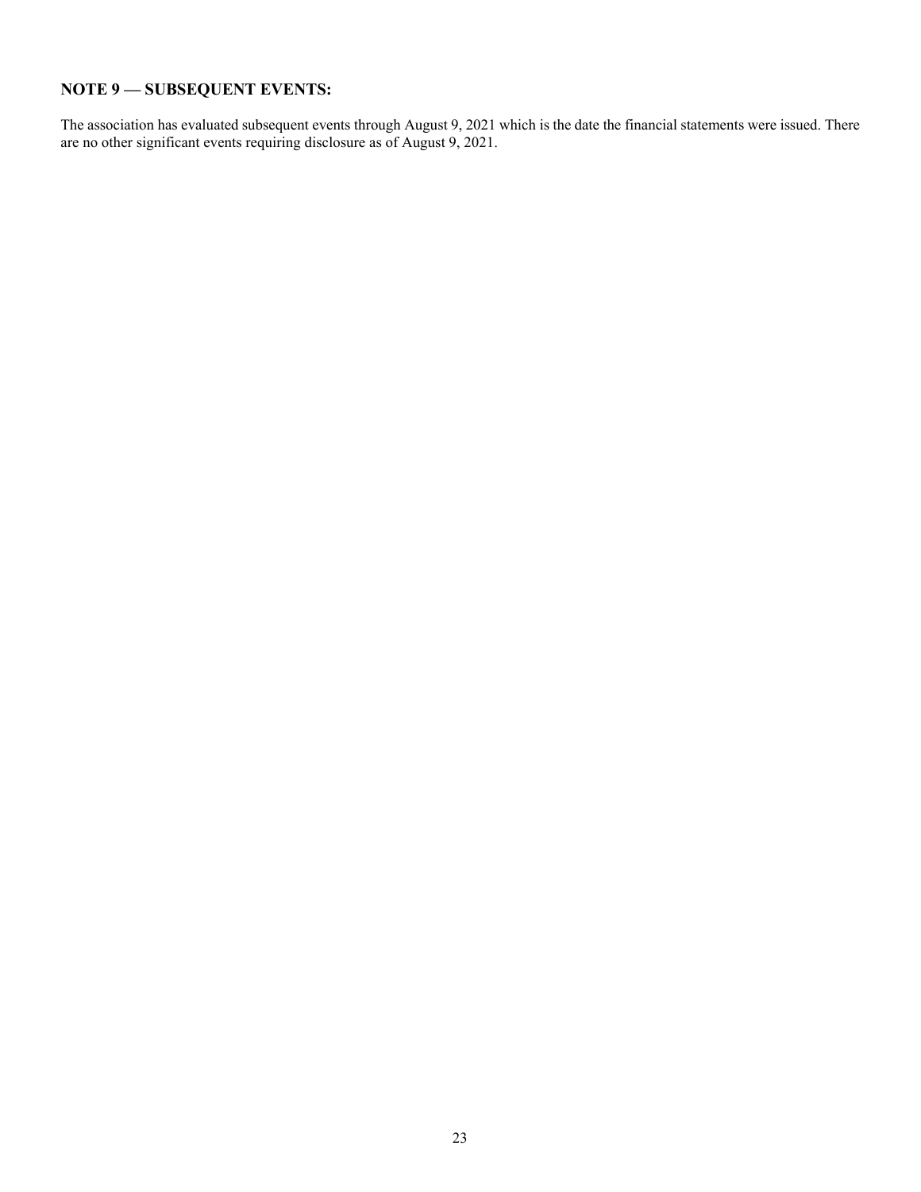## NOTE 9 — SUBSEQUENT EVENTS:

The association has evaluated subsequent events through August 9, 2021 which is the date the financial statements were issued. There are no other significant events requiring disclosure as of August 9, 2021.